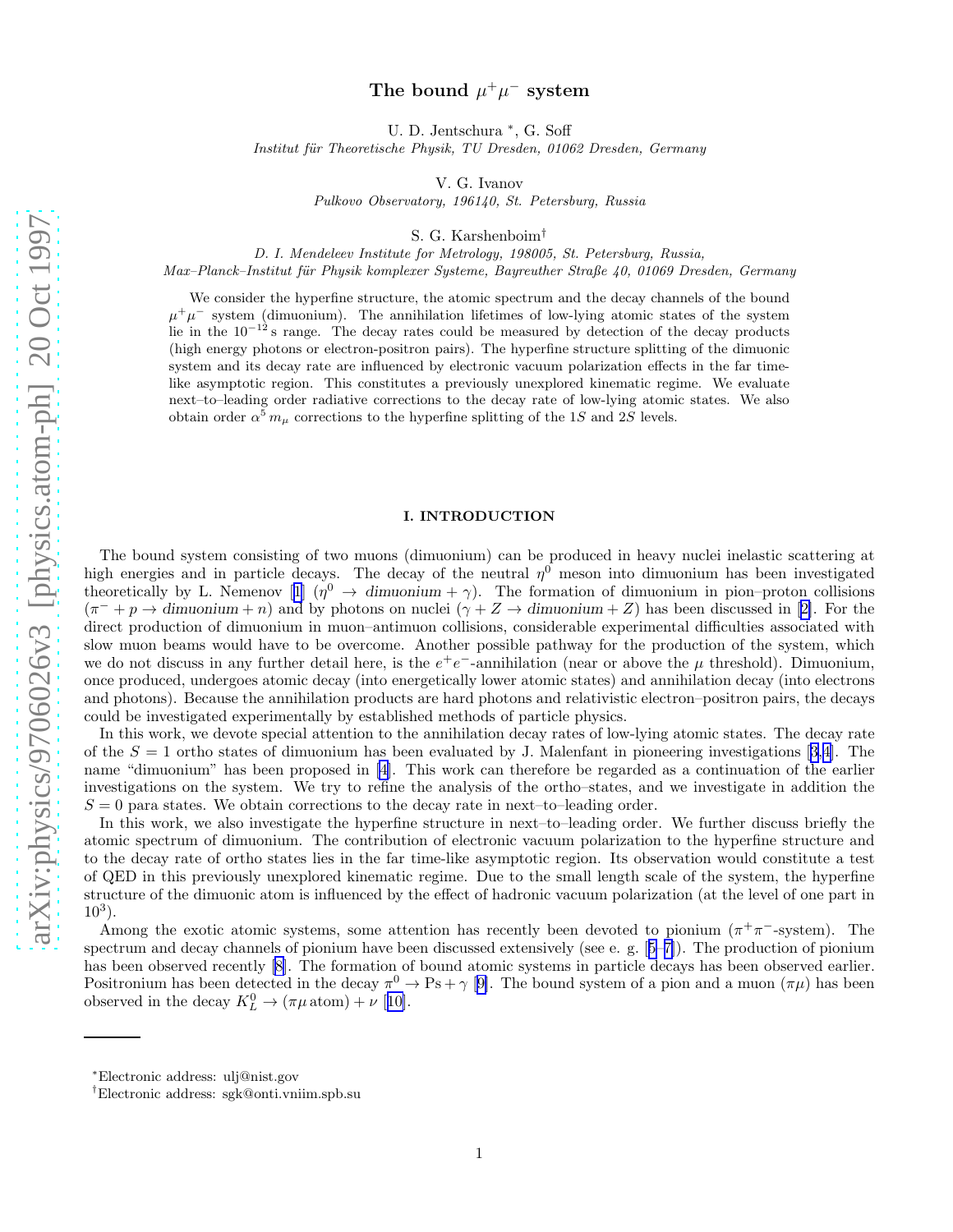# The bound $\mu^+\mu^-$ system

U. D. Jentschura [*], G. Soff

*Institut für Theoretische Physik, TU Dresden, 01062 Dresden, Germany*

V. G. Ivanov

*Pulkovo Observatory, 196140, St. Petersburg, Russia*

S. G. Karshenboim[†]

*D. I. Mendeleev Institute for Metrology, 198005, St. Petersburg, Russia,*
*Max–Planck–Institut für Physik komplexer Systeme, Bayreuther Straße 40, 01069 Dresden, Germany*

We consider the hyperfine structure, the atomic spectrum and the decay channels of the bound $\mu^+\mu^-$ system (dimuonium). The annihilation lifetimes of low-lying atomic states of the system lie in the $10^{-12}$ s range. The decay rates could be measured by detection of the decay products (high energy photons or electron-positron pairs). The hyperfine structure splitting of the dimuonic system and its decay rate are influenced by electronic vacuum polarization effects in the far time-like asymptotic region. This constitutes a previously unexplored kinematic regime. We evaluate next–to–leading order radiative corrections to the decay rate of low-lying atomic states. We also obtain order $\alpha^5 m_\mu$ corrections to the hyperfine splitting of the $1S$ and $2S$ levels.

## I. INTRODUCTION

The bound system consisting of two muons (dimuonium) can be produced in heavy nuclei inelastic scattering at high energies and in particle decays. The decay of the neutral $\eta^0$ meson into dimuonium has been investigated theoretically by L. Nemenov [1] ($\eta^0 \to$ *dimuonium* $+ \gamma$). The formation of dimuonium in pion–proton collisions ($\pi^- + p \to$ *dimuonium* $+ n$) and by photons on nuclei ($\gamma + Z \to$ *dimuonium* $+ Z$) has been discussed in [2]. For the direct production of dimuonium in muon–antimuon collisions, considerable experimental difficulties associated with slow muon beams would have to be overcome. Another possible pathway for the production of the system, which we do not discuss in any further detail here, is the $e^+e^-$-annihilation (near or above the $\mu$ threshold). Dimuonium, once produced, undergoes atomic decay (into energetically lower atomic states) and annihilation decay (into electrons and photons). Because the annihilation products are hard photons and relativistic electron–positron pairs, the decays could be investigated experimentally by established methods of particle physics.

In this work, we devote special attention to the annihilation decay rates of low-lying atomic states. The decay rate of the $S = 1$ ortho states of dimuonium has been evaluated by J. Malenfant in pioneering investigations [3,4]. The name "dimuonium" has been proposed in [4]. This work can therefore be regarded as a continuation of the earlier investigations on the system. We try to refine the analysis of the ortho–states, and we investigate in addition the $S = 0$ para states. We obtain corrections to the decay rate in next–to–leading order.

In this work, we also investigate the hyperfine structure in next–to–leading order. We further discuss briefly the atomic spectrum of dimuonium. The contribution of electronic vacuum polarization to the hyperfine structure and to the decay rate of ortho states lies in the far time-like asymptotic region. Its observation would constitute a test of QED in this previously unexplored kinematic regime. Due to the small length scale of the system, the hyperfine structure of the dimuonic atom is influenced by the effect of hadronic vacuum polarization (at the level of one part in $10^3$).

Among the exotic atomic systems, some attention has recently been devoted to pionium ($\pi^+\pi^-$-system). The spectrum and decay channels of pionium have been discussed extensively (see e. g. [5–7]). The production of pionium has been observed recently [8]. The formation of bound atomic systems in particle decays has been observed earlier. Positronium has been detected in the decay $\pi^0 \to \mathrm{Ps} + \gamma$ [9]. The bound system of a pion and a muon ($\pi\mu$) has been observed in the decay $K^0_L \to (\pi\mu\,\mathrm{atom}) + \nu$ [10].

---

[*] Electronic address: ulj@nist.gov

[†] Electronic address: sgk@onti.vniim.spb.su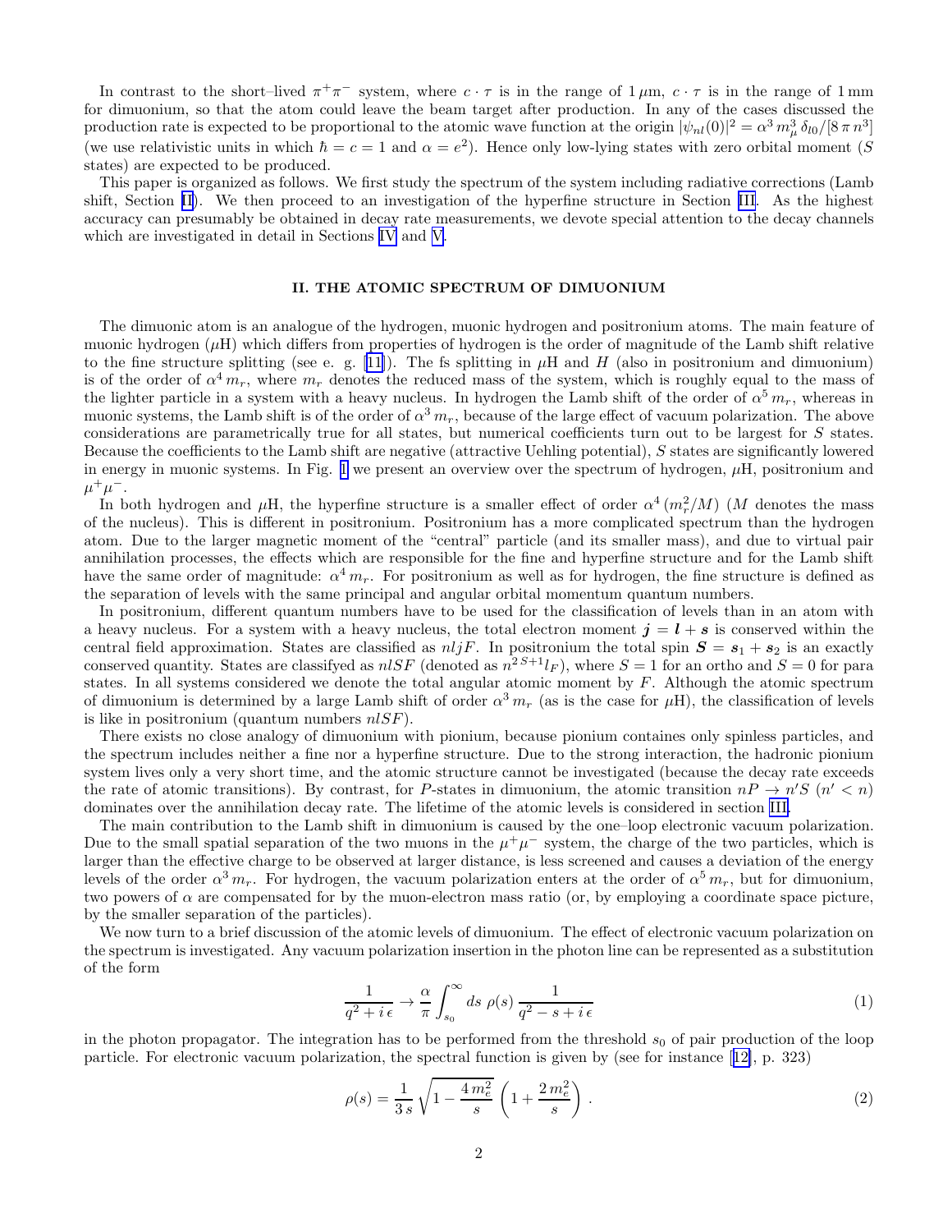In contrast to the short–lived $\pi^+\pi^-$ system, where $c \cdot \tau$ is in the range of $1\,\mu$m, $c \cdot \tau$ is in the range of 1 mm for dimuonium, so that the atom could leave the beam target after production. In any of the cases discussed the production rate is expected to be proportional to the atomic wave function at the origin $|\psi_{nl}(0)|^2 = \alpha^3\, m_\mu^3\, \delta_{l0}/[8\,\pi\, n^3]$ (we use relativistic units in which $\hbar = c = 1$ and $\alpha = e^2$). Hence only low-lying states with zero orbital moment ($S$ states) are expected to be produced.

This paper is organized as follows. We first study the spectrum of the system including radiative corrections (Lamb shift, Section II). We then proceed to an investigation of the hyperfine structure in Section III. As the highest accuracy can presumably be obtained in decay rate measurements, we devote special attention to the decay channels which are investigated in detail in Sections IV and V.

## II. THE ATOMIC SPECTRUM OF DIMUONIUM

The dimuonic atom is an analogue of the hydrogen, muonic hydrogen and positronium atoms. The main feature of muonic hydrogen ($\mu$H) which differs from properties of hydrogen is the order of magnitude of the Lamb shift relative to the fine structure splitting (see e. g. [11]). The fs splitting in $\mu$H and $H$ (also in positronium and dimuonium) is of the order of $\alpha^4\, m_r$, where $m_r$ denotes the reduced mass of the system, which is roughly equal to the mass of the lighter particle in a system with a heavy nucleus. In hydrogen the Lamb shift of the order of $\alpha^5\, m_r$, whereas in muonic systems, the Lamb shift is of the order of $\alpha^3\, m_r$, because of the large effect of vacuum polarization. The above considerations are parametrically true for all states, but numerical coefficients turn out to be largest for $S$ states. Because the coefficients to the Lamb shift are negative (attractive Uehling potential), $S$ states are significantly lowered in energy in muonic systems. In Fig. 1 we present an overview over the spectrum of hydrogen, $\mu$H, positronium and $\mu^+\mu^-$.

In both hydrogen and $\mu$H, the hyperfine structure is a smaller effect of order $\alpha^4\,(m_r^2/M)$ ($M$ denotes the mass of the nucleus). This is different in positronium. Positronium has a more complicated spectrum than the hydrogen atom. Due to the larger magnetic moment of the "central" particle (and its smaller mass), and due to virtual pair annihilation processes, the effects which are responsible for the fine and hyperfine structure and for the Lamb shift have the same order of magnitude: $\alpha^4\, m_r$. For positronium as well as for hydrogen, the fine structure is defined as the separation of levels with the same principal and angular orbital momentum quantum numbers.

In positronium, different quantum numbers have to be used for the classification of levels than in an atom with a heavy nucleus. For a system with a heavy nucleus, the total electron moment $\boldsymbol{j} = \boldsymbol{l} + \boldsymbol{s}$ is conserved within the central field approximation. States are classified as $nljF$. In positronium the total spin $\boldsymbol{S} = \boldsymbol{s}_1 + \boldsymbol{s}_2$ is an exactly conserved quantity. States are classifyed as $nlSF$ (denoted as $n^{2S+1}l_F$), where $S = 1$ for an ortho and $S = 0$ for para states. In all systems considered we denote the total angular atomic moment by $F$. Although the atomic spectrum of dimuonium is determined by a large Lamb shift of order $\alpha^3\, m_r$ (as is the case for $\mu$H), the classification of levels is like in positronium (quantum numbers $nlSF$).

There exists no close analogy of dimuonium with pionium, because pionium containes only spinless particles, and the spectrum includes neither a fine nor a hyperfine structure. Due to the strong interaction, the hadronic pionium system lives only a very short time, and the atomic structure cannot be investigated (because the decay rate exceeds the rate of atomic transitions). By contrast, for $P$-states in dimuonium, the atomic transition $nP \to n'S$ ($n' < n$) dominates over the annihilation decay rate. The lifetime of the atomic levels is considered in section III.

The main contribution to the Lamb shift in dimuonium is caused by the one–loop electronic vacuum polarization. Due to the small spatial separation of the two muons in the $\mu^+\mu^-$ system, the charge of the two particles, which is larger than the effective charge to be observed at larger distance, is less screened and causes a deviation of the energy levels of the order $\alpha^3\, m_r$. For hydrogen, the vacuum polarization enters at the order of $\alpha^5\, m_r$, but for dimuonium, two powers of $\alpha$ are compensated for by the muon-electron mass ratio (or, by employing a coordinate space picture, by the smaller separation of the particles).

We now turn to a brief discussion of the atomic levels of dimuonium. The effect of electronic vacuum polarization on the spectrum is investigated. Any vacuum polarization insertion in the photon line can be represented as a substitution of the form

$$\frac{1}{q^2 + i\,\epsilon} \to \frac{\alpha}{\pi} \int_{s_0}^{\infty} ds\; \rho(s)\, \frac{1}{q^2 - s + i\,\epsilon} \tag{1}$$

in the photon propagator. The integration has to be performed from the threshold $s_0$ of pair production of the loop particle. For electronic vacuum polarization, the spectral function is given by (see for instance [12], p. 323)

$$\rho(s) = \frac{1}{3\,s} \sqrt{1 - \frac{4\,m_e^2}{s}} \left(1 + \frac{2\,m_e^2}{s}\right). \tag{2}$$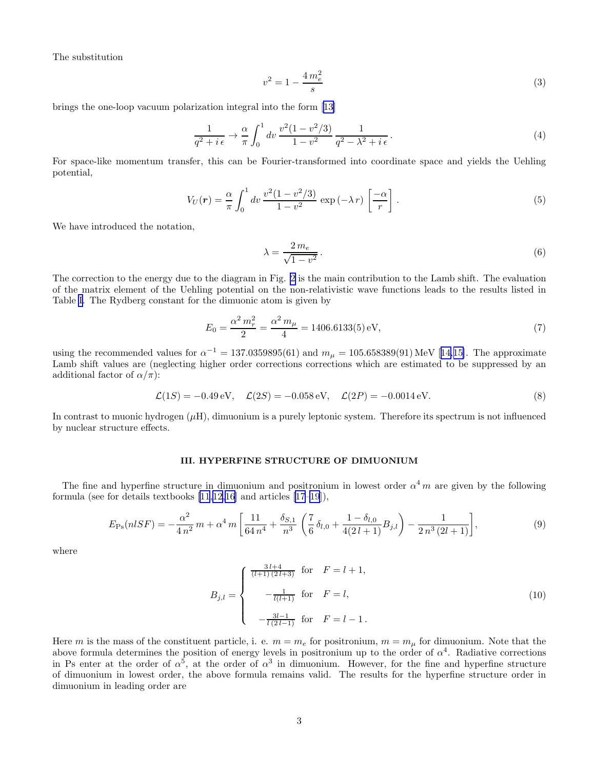The substitution

$$v^2 = 1 - \frac{4\,m_e^2}{s} \tag{3}$$

brings the one-loop vacuum polarization integral into the form [13]

$$\frac{1}{q^2 + i\,\epsilon} \to \frac{\alpha}{\pi} \int_0^1 dv\, \frac{v^2(1 - v^2/3)}{1 - v^2}\, \frac{1}{q^2 - \lambda^2 + i\,\epsilon}\,. \tag{4}$$

For space-like momentum transfer, this can be Fourier-transformed into coordinate space and yields the Uehling potential,

$$V_U(\boldsymbol{r}) = \frac{\alpha}{\pi} \int_0^1 dv\, \frac{v^2(1 - v^2/3)}{1 - v^2}\, \exp\left(-\lambda\, r\right) \left[\frac{-\alpha}{r}\right]. \tag{5}$$

We have introduced the notation,

$$\lambda = \frac{2\,m_e}{\sqrt{1 - v^2}}\,. \tag{6}$$

The correction to the energy due to the diagram in Fig. 2 is the main contribution to the Lamb shift. The evaluation of the matrix element of the Uehling potential on the non-relativistic wave functions leads to the results listed in Table I. The Rydberg constant for the dimuonic atom is given by

$$E_0 = \frac{\alpha^2\, m_r^2}{2} = \frac{\alpha^2\, m_\mu}{4} = 1406.6133(5)\,\text{eV}, \tag{7}$$

using the recommended values for $\alpha^{-1} = 137.0359895(61)$ and $m_\mu = 105.658389(91)$ MeV [14,15]. The approximate Lamb shift values are (neglecting higher order corrections corrections which are estimated to be suppressed by an additional factor of $\alpha/\pi$):

$$\mathcal{L}(1S) = -0.49\,\text{eV}, \quad \mathcal{L}(2S) = -0.058\,\text{eV}, \quad \mathcal{L}(2P) = -0.0014\,\text{eV}. \tag{8}$$

In contrast to muonic hydrogen ($\mu$H), dimuonium is a purely leptonic system. Therefore its spectrum is not influenced by nuclear structure effects.

### III. HYPERFINE STRUCTURE OF DIMUONIUM

The fine and hyperfine structure in dimuonium and positronium in lowest order $\alpha^4\, m$ are given by the following formula (see for details textbooks [11,12,16] and articles [17–19]),

$$E_{\text{Ps}}(nlSF) = -\frac{\alpha^2}{4\,n^2}\, m + \alpha^4\, m \left[\frac{11}{64\,n^4} + \frac{\delta_{S,1}}{n^3}\left(\frac{7}{6}\,\delta_{l,0} + \frac{1 - \delta_{l,0}}{4(2\,l+1)} B_{j,l}\right) - \frac{1}{2\,n^3\,(2l+1)}\right], \tag{9}$$

where

$$B_{j,l} = \begin{cases} \frac{3\,l+4}{(l+1)\,(2\,l+3)} & \text{for} \quad F = l+1, \\ -\frac{1}{l(l+1)} & \text{for} \quad F = l, \\ -\frac{3l-1}{l\,(2\,l-1)} & \text{for} \quad F = l-1\,. \end{cases} \tag{10}$$

Here $m$ is the mass of the constituent particle, i. e. $m = m_e$ for positronium, $m = m_\mu$ for dimuonium. Note that the above formula determines the position of energy levels in positronium up to the order of $\alpha^4$. Radiative corrections in Ps enter at the order of $\alpha^5$, at the order of $\alpha^3$ in dimuonium. However, for the fine and hyperfine structure of dimuonium in lowest order, the above formula remains valid. The results for the hyperfine structure order in dimuonium in leading order are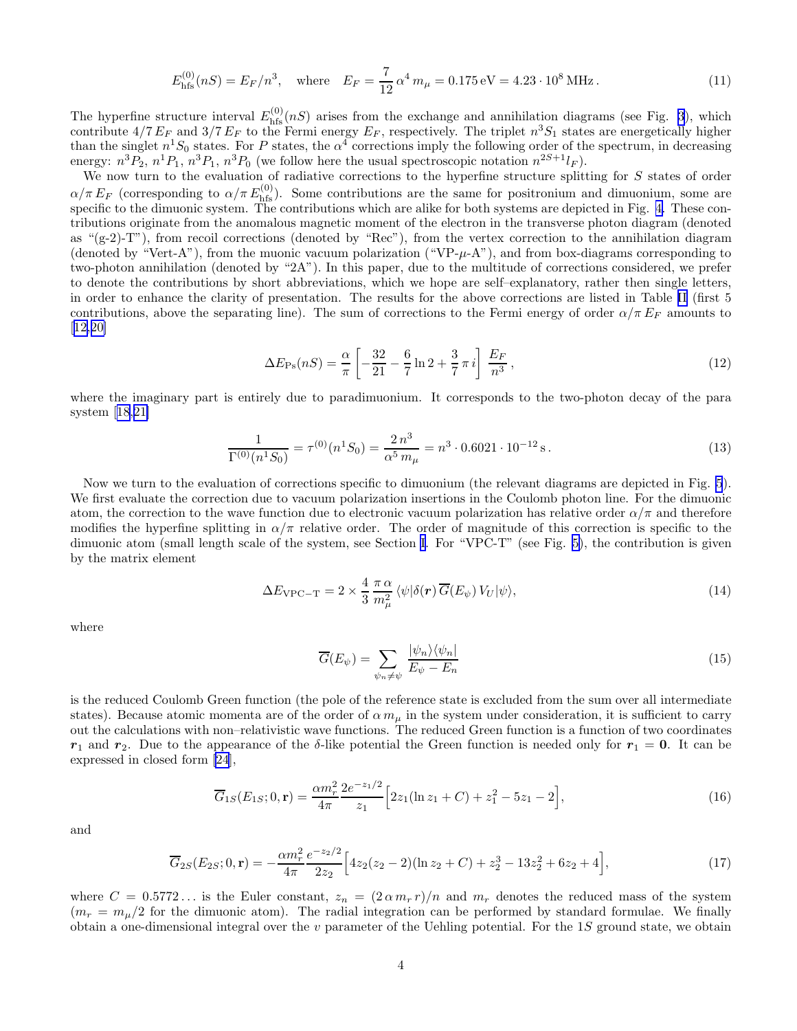$$E_{\rm hfs}^{(0)}(nS) = E_F/n^3, \quad \text{where} \quad E_F = \frac{7}{12}\,\alpha^4\,m_\mu = 0.175\,{\rm eV} = 4.23\cdot 10^8\,{\rm MHz}\,. \tag{11}$$

The hyperfine structure interval $E_{\rm hfs}^{(0)}(nS)$ arises from the exchange and annihilation diagrams (see Fig. 3), which contribute $4/7\,E_F$ and $3/7\,E_F$ to the Fermi energy $E_F$, respectively. The triplet $n^3S_1$ states are energetically higher than the singlet $n^1S_0$ states. For $P$ states, the $\alpha^4$ corrections imply the following order of the spectrum, in decreasing energy: $n^3P_2$, $n^1P_1$, $n^3P_1$, $n^3P_0$ (we follow here the usual spectroscopic notation $n^{2S+1}l_F$).

We now turn to the evaluation of radiative corrections to the hyperfine structure splitting for $S$ states of order $\alpha/\pi\,E_F$ (corresponding to $\alpha/\pi\,E_{\rm hfs}^{(0)}$). Some contributions are the same for positronium and dimuonium, some are specific to the dimuonic system. The contributions which are alike for both systems are depicted in Fig. 4. These contributions originate from the anomalous magnetic moment of the electron in the transverse photon diagram (denoted as "(g-2)-T"), from recoil corrections (denoted by "Rec"), from the vertex correction to the annihilation diagram (denoted by "Vert-A"), from the muonic vacuum polarization ("VP-$\mu$-A"), and from box-diagrams corresponding to two-photon annihilation (denoted by "2A"). In this paper, due to the multitude of corrections considered, we prefer to denote the contributions by short abbreviations, which we hope are self–explanatory, rather then single letters, in order to enhance the clarity of presentation. The results for the above corrections are listed in Table II (first 5 contributions, above the separating line). The sum of corrections to the Fermi energy of order $\alpha/\pi\,E_F$ amounts to [12,20]

$$\Delta E_{\rm Ps}(nS) = \frac{\alpha}{\pi}\left[-\frac{32}{21} - \frac{6}{7}\ln 2 + \frac{3}{7}\,\pi\,i\right]\,\frac{E_F}{n^3}\,, \tag{12}$$

where the imaginary part is entirely due to paradimuonium. It corresponds to the two-photon decay of the para system [18,21]

$$\frac{1}{\Gamma^{(0)}(n^1S_0)} = \tau^{(0)}(n^1S_0) = \frac{2\,n^3}{\alpha^5\,m_\mu} = n^3\cdot 0.6021\cdot 10^{-12}\,{\rm s}\,. \tag{13}$$

Now we turn to the evaluation of corrections specific to dimuonium (the relevant diagrams are depicted in Fig. 5). We first evaluate the correction due to vacuum polarization insertions in the Coulomb photon line. For the dimuonic atom, the correction to the wave function due to electronic vacuum polarization has relative order $\alpha/\pi$ and therefore modifies the hyperfine splitting in $\alpha/\pi$ relative order. The order of magnitude of this correction is specific to the dimuonic atom (small length scale of the system, see Section I. For "VPC-T" (see Fig. 5), the contribution is given by the matrix element

$$\Delta E_{\rm VPC-T} = 2\times\frac{4}{3}\,\frac{\pi\,\alpha}{m_\mu^2}\,\langle\psi|\delta(\boldsymbol{r})\,\overline{G}(E_\psi)\,V_U|\psi\rangle, \tag{14}$$

where

$$\overline{G}(E_\psi) = \sum_{\psi_n\neq\psi}\frac{|\psi_n\rangle\langle\psi_n|}{E_\psi - E_n} \tag{15}$$

is the reduced Coulomb Green function (the pole of the reference state is excluded from the sum over all intermediate states). Because atomic momenta are of the order of $\alpha\,m_\mu$ in the system under consideration, it is sufficient to carry out the calculations with non–relativistic wave functions. The reduced Green function is a function of two coordinates $\boldsymbol{r}_1$ and $\boldsymbol{r}_2$. Due to the appearance of the $\delta$-like potential the Green function is needed only for $\boldsymbol{r}_1 = \boldsymbol{0}$. It can be expressed in closed form [24],

$$\overline{G}_{1S}(E_{1S};0,{\bf r}) = \frac{\alpha m_r^2}{4\pi}\frac{2e^{-z_1/2}}{z_1}\Big[2z_1(\ln z_1 + C) + z_1^2 - 5z_1 - 2\Big], \tag{16}$$

and

$$\overline{G}_{2S}(E_{2S};0,{\bf r}) = -\frac{\alpha m_r^2}{4\pi}\frac{e^{-z_2/2}}{2z_2}\Big[4z_2(z_2-2)(\ln z_2 + C) + z_2^3 - 13z_2^2 + 6z_2 + 4\Big], \tag{17}$$

where $C = 0.5772\ldots$ is the Euler constant, $z_n = (2\,\alpha\,m_r\,r)/n$ and $m_r$ denotes the reduced mass of the system ($m_r = m_\mu/2$ for the dimuonic atom). The radial integration can be performed by standard formulae. We finally obtain a one-dimensional integral over the $v$ parameter of the Uehling potential. For the $1S$ ground state, we obtain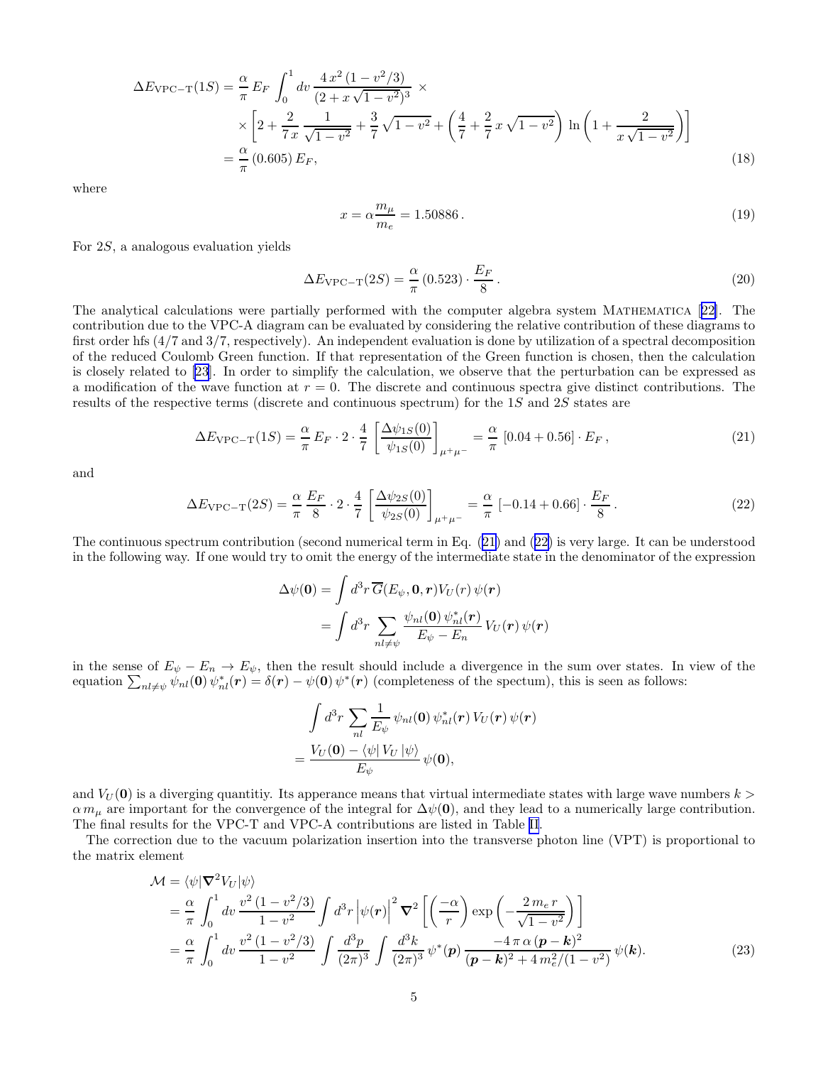$$
\begin{aligned}
\Delta E_{\rm VPC-T}(1S) &= \frac{\alpha}{\pi}\, E_F \int_0^1 dv\, \frac{4\,x^2\,(1-v^2/3)}{(2+x\,\sqrt{1-v^2})^3}\,\times \\
&\quad\times\left[2+\frac{2}{7\,x}\,\frac{1}{\sqrt{1-v^2}}+\frac{3}{7}\,\sqrt{1-v^2}+\left(\frac{4}{7}+\frac{2}{7}\,x\,\sqrt{1-v^2}\right)\,\ln\left(1+\frac{2}{x\,\sqrt{1-v^2}}\right)\right] \\
&= \frac{\alpha}{\pi}\,(0.605)\,E_F, \qquad (18)
\end{aligned}
$$

where

$$
x = \alpha\frac{m_\mu}{m_e} = 1.50886\,. \qquad (19)
$$

For $2S$, a analogous evaluation yields

$$
\Delta E_{\rm VPC-T}(2S) = \frac{\alpha}{\pi}\,(0.523)\cdot\frac{E_F}{8}\,. \qquad (20)
$$

The analytical calculations were partially performed with the computer algebra system MATHEMATICA [22]. The contribution due to the VPC-A diagram can be evaluated by considering the relative contribution of these diagrams to first order hfs (4/7 and 3/7, respectively). An independent evaluation is done by utilization of a spectral decomposition of the reduced Coulomb Green function. If that representation of the Green function is chosen, then the calculation is closely related to [23]. In order to simplify the calculation, we observe that the perturbation can be expressed as a modification of the wave function at $r=0$. The discrete and continuous spectra give distinct contributions. The results of the respective terms (discrete and continuous spectrum) for the $1S$ and $2S$ states are

$$
\Delta E_{\rm VPC-T}(1S) = \frac{\alpha}{\pi}\,E_F\cdot 2\cdot\frac{4}{7}\,\left[\frac{\Delta\psi_{1S}(0)}{\psi_{1S}(0)}\right]_{\mu^+\mu^-} = \frac{\alpha}{\pi}\,\left[0.04+0.56\right]\cdot E_F\,, \qquad (21)
$$

and

$$
\Delta E_{\rm VPC-T}(2S) = \frac{\alpha}{\pi}\,\frac{E_F}{8}\cdot 2\cdot\frac{4}{7}\,\left[\frac{\Delta\psi_{2S}(0)}{\psi_{2S}(0)}\right]_{\mu^+\mu^-} = \frac{\alpha}{\pi}\,\left[-0.14+0.66\right]\cdot\frac{E_F}{8}\,. \qquad (22)
$$

The continuous spectrum contribution (second numerical term in Eq. (21) and (22) is very large. It can be understood in the following way. If one would try to omit the energy of the intermediate state in the denominator of the expression

$$
\begin{aligned}
\Delta\psi(\mathbf{0}) &= \int d^3r\,\overline{G}(E_\psi,\mathbf{0},\boldsymbol{r})V_U(r)\,\psi(\boldsymbol{r}) \\
&= \int d^3r\,\sum_{nl\neq\psi}\frac{\psi_{nl}(\mathbf{0})\,\psi^*_{nl}(\boldsymbol{r})}{E_\psi-E_n}\,V_U(\boldsymbol{r})\,\psi(\boldsymbol{r})
\end{aligned}
$$

in the sense of $E_\psi - E_n \to E_\psi$, then the result should include a divergence in the sum over states. In view of the equation $\sum_{nl\neq\psi}\psi_{nl}(\mathbf{0})\,\psi^*_{nl}(\boldsymbol{r}) = \delta(\boldsymbol{r}) - \psi(\mathbf{0})\,\psi^*(\boldsymbol{r})$ (completeness of the spectum), this is seen as follows:

$$
\begin{aligned}
&\int d^3r\,\sum_{nl}\frac{1}{E_\psi}\,\psi_{nl}(\mathbf{0})\,\psi^*_{nl}(\boldsymbol{r})\,V_U(\boldsymbol{r})\,\psi(\boldsymbol{r}) \\
&= \frac{V_U(\mathbf{0}) - \langle\psi|\,V_U\,|\psi\rangle}{E_\psi}\,\psi(\mathbf{0}),
\end{aligned}
$$

and $V_U(\mathbf{0})$ is a diverging quantitiy. Its apperance means that virtual intermediate states with large wave numbers $k > \alpha\,m_\mu$ are important for the convergence of the integral for $\Delta\psi(\mathbf{0})$, and they lead to a numerically large contribution. The final results for the VPC-T and VPC-A contributions are listed in Table II.

The correction due to the vacuum polarization insertion into the transverse photon line (VPT) is proportional to the matrix element

$$
\begin{aligned}
\mathcal{M} &= \langle\psi|\boldsymbol{\nabla}^2 V_U|\psi\rangle \\
&= \frac{\alpha}{\pi}\int_0^1 dv\,\frac{v^2\,(1-v^2/3)}{1-v^2}\int d^3r\,\left|\psi(\boldsymbol{r})\right|^2\,\boldsymbol{\nabla}^2\left[\left(\frac{-\alpha}{r}\right)\exp\left(-\frac{2\,m_e\,r}{\sqrt{1-v^2}}\right)\right] \\
&= \frac{\alpha}{\pi}\int_0^1 dv\,\frac{v^2\,(1-v^2/3)}{1-v^2}\,\int\frac{d^3p}{(2\pi)^3}\,\int\frac{d^3k}{(2\pi)^3}\,\psi^*(\boldsymbol{p})\,\frac{-4\,\pi\,\alpha\,(\boldsymbol{p}-\boldsymbol{k})^2}{(\boldsymbol{p}-\boldsymbol{k})^2+4\,m_e^2/(1-v^2)}\,\psi(\boldsymbol{k}). \qquad (23)
\end{aligned}
$$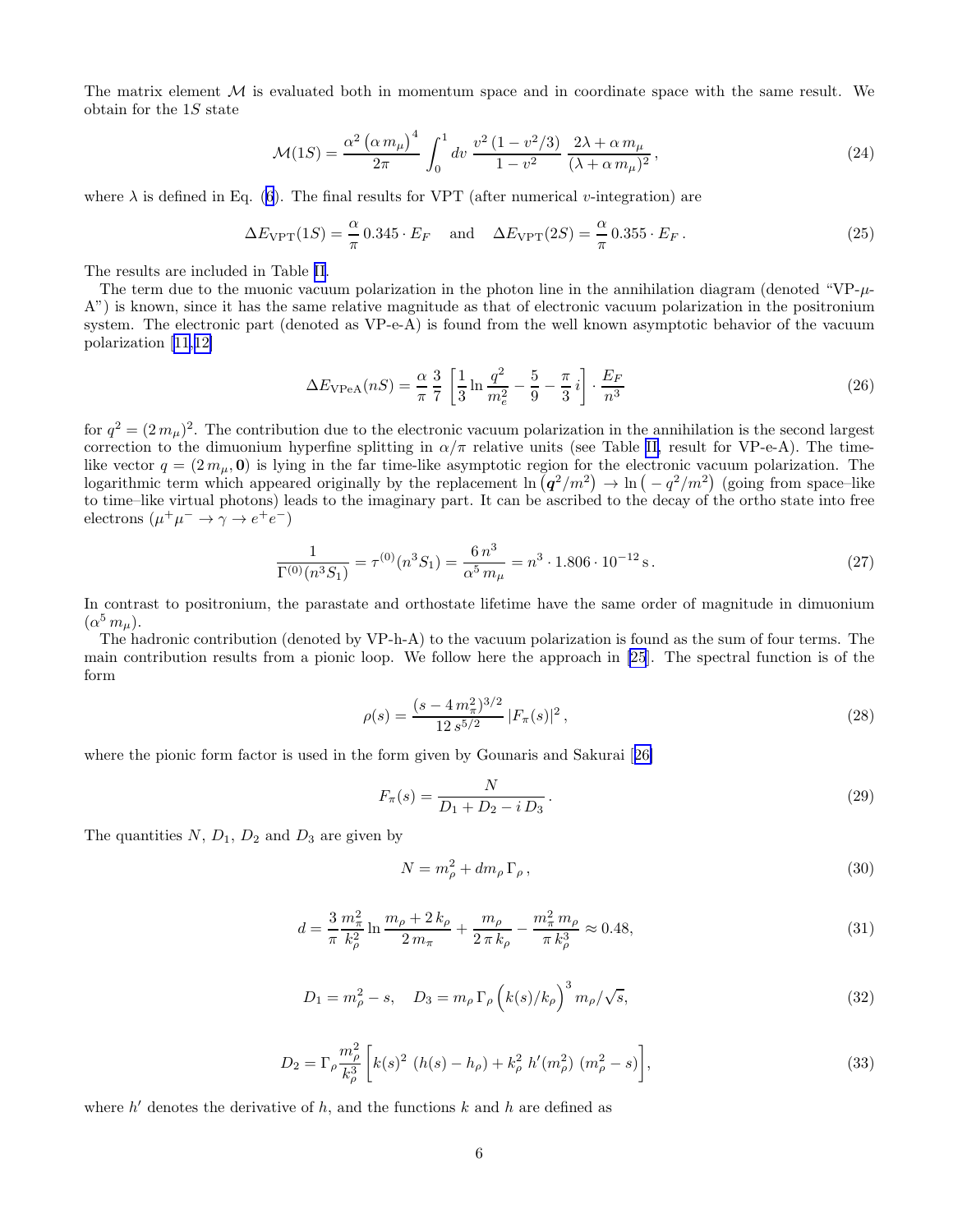The matrix element $\mathcal{M}$ is evaluated both in momentum space and in coordinate space with the same result. We obtain for the $1S$ state

$$
\mathcal{M}(1S) = \frac{\alpha^2\,(\alpha\,m_\mu)^4}{2\pi}\int_0^1 dv\;\frac{v^2\,(1-v^2/3)}{1-v^2}\;\frac{2\lambda+\alpha\,m_\mu}{(\lambda+\alpha\,m_\mu)^2}\,, \tag{24}
$$

where $\lambda$ is defined in Eq. (6). The final results for VPT (after numerical $v$-integration) are

$$
\Delta E_{\rm VPT}(1S) = \frac{\alpha}{\pi}\,0.345\cdot E_F \quad \text{and} \quad \Delta E_{\rm VPT}(2S) = \frac{\alpha}{\pi}\,0.355\cdot E_F\,. \tag{25}
$$

The results are included in Table II.

The term due to the muonic vacuum polarization in the photon line in the annihilation diagram (denoted "VP-$\mu$-A") is known, since it has the same relative magnitude as that of electronic vacuum polarization in the positronium system. The electronic part (denoted as VP-e-A) is found from the well known asymptotic behavior of the vacuum polarization [11,12]

$$
\Delta E_{\rm VPeA}(nS) = \frac{\alpha}{\pi}\,\frac{3}{7}\,\left[\frac{1}{3}\ln\frac{q^2}{m_e^2}-\frac{5}{9}-\frac{\pi}{3}\,i\right]\cdot\frac{E_F}{n^3} \tag{26}
$$

for $q^2=(2\,m_\mu)^2$. The contribution due to the electronic vacuum polarization in the annihilation is the second largest correction to the dimuonium hyperfine splitting in $\alpha/\pi$ relative units (see Table II, result for VP-e-A). The time-like vector $q=(2\,m_\mu,\mathbf{0})$ is lying in the far time-like asymptotic region for the electronic vacuum polarization. The logarithmic term which appeared originally by the replacement $\ln\left(\boldsymbol{q}^2/m^2\right)\to\ln\left(-q^2/m^2\right)$ (going from space–like to time–like virtual photons) leads to the imaginary part. It can be ascribed to the decay of the ortho state into free electrons ($\mu^+\mu^-\to\gamma\to e^+e^-$)

$$
\frac{1}{\Gamma^{(0)}(n^3S_1)} = \tau^{(0)}(n^3S_1) = \frac{6\,n^3}{\alpha^5\,m_\mu} = n^3\cdot 1.806\cdot 10^{-12}\,\mathrm{s}\,. \tag{27}
$$

In contrast to positronium, the parastate and orthostate lifetime have the same order of magnitude in dimuonium ($\alpha^5\,m_\mu$).

The hadronic contribution (denoted by VP-h-A) to the vacuum polarization is found as the sum of four terms. The main contribution results from a pionic loop. We follow here the approach in [25]. The spectral function is of the form

$$
\rho(s) = \frac{(s-4\,m_\pi^2)^{3/2}}{12\,s^{5/2}}\,|F_\pi(s)|^2\,, \tag{28}
$$

where the pionic form factor is used in the form given by Gounaris and Sakurai [26]

$$
F_\pi(s) = \frac{N}{D_1+D_2-i\,D_3}\,. \tag{29}
$$

The quantities $N$, $D_1$, $D_2$ and $D_3$ are given by

$$
N = m_\rho^2 + d m_\rho\,\Gamma_\rho\,, \tag{30}
$$

$$
d = \frac{3}{\pi}\,\frac{m_\pi^2}{k_\rho^2}\ln\frac{m_\rho+2\,k_\rho}{2\,m_\pi}+\frac{m_\rho}{2\,\pi\,k_\rho}-\frac{m_\pi^2\,m_\rho}{\pi\,k_\rho^3}\approx 0.48, \tag{31}
$$

$$
D_1 = m_\rho^2 - s, \quad D_3 = m_\rho\,\Gamma_\rho\left(k(s)/k_\rho\right)^3 m_\rho/\sqrt{s}, \tag{32}
$$

$$
D_2 = \Gamma_\rho\,\frac{m_\rho^2}{k_\rho^3}\left[k(s)^2\,\left(h(s)-h_\rho\right)+k_\rho^2\;h'(m_\rho^2)\;(m_\rho^2-s)\right], \tag{33}
$$

where $h'$ denotes the derivative of $h$, and the functions $k$ and $h$ are defined as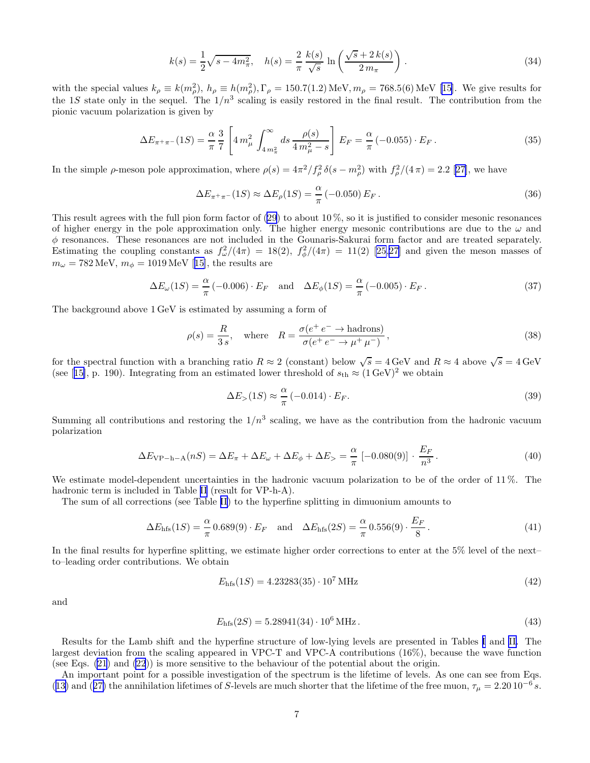$$
k(s) = \frac{1}{2}\sqrt{s - 4m_\pi^2}, \quad h(s) = \frac{2}{\pi}\,\frac{k(s)}{\sqrt{s}}\,\ln\left(\frac{\sqrt{s} + 2\,k(s)}{2\,m_\pi}\right). \tag{34}
$$

with the special values $k_\rho \equiv k(m_\rho^2)$, $h_\rho \equiv h(m_\rho^2)$, $\Gamma_\rho = 150.7(1.2)\,\mathrm{MeV}$, $m_\rho = 768.5(6)\,\mathrm{MeV}$ [15]. We give results for the $1S$ state only in the sequel. The $1/n^3$ scaling is easily restored in the final result. The contribution from the pionic vacuum polarization is given by

$$
\Delta E_{\pi^+\pi^-}(1S) = \frac{\alpha}{\pi}\,\frac{3}{7}\left[4\,m_\mu^2 \int_{4\,m_\pi^2}^{\infty} ds\,\frac{\rho(s)}{4\,m_\mu^2 - s}\right] E_F = \frac{\alpha}{\pi}\,(-0.055)\cdot E_F\,. \tag{35}
$$

In the simple $\rho$-meson pole approximation, where $\rho(s) = 4\pi^2/f_\rho^2\,\delta(s - m_\rho^2)$ with $f_\rho^2/(4\,\pi) = 2.2$ [27], we have

$$
\Delta E_{\pi^+\pi^-}(1S) \approx \Delta E_\rho(1S) = \frac{\alpha}{\pi}\,(-0.050)\,E_F\,. \tag{36}
$$

This result agrees with the full pion form factor of (29) to about $10\,\%$, so it is justified to consider mesonic resonances of higher energy in the pole approximation only. The higher energy mesonic contributions are due to the $\omega$ and $\phi$ resonances. These resonances are not included in the Gounaris-Sakurai form factor and are treated separately. Estimating the coupling constants as $f_\omega^2/(4\pi) = 18(2)$, $f_\phi^2/(4\pi) = 11(2)$ [25,27] and given the meson masses of $m_\omega = 782\,\mathrm{MeV}$, $m_\phi = 1019\,\mathrm{MeV}$ [15], the results are

$$
\Delta E_\omega(1S) = \frac{\alpha}{\pi}\,(-0.006)\cdot E_F \quad \text{and} \quad \Delta E_\phi(1S) = \frac{\alpha}{\pi}\,(-0.005)\cdot E_F\,. \tag{37}
$$

The background above $1\,\mathrm{GeV}$ is estimated by assuming a form of

$$
\rho(s) = \frac{R}{3\,s}, \quad \text{where} \quad R = \frac{\sigma(e^+\,e^- \to \text{hadrons})}{\sigma(e^+\,e^- \to \mu^+\,\mu^-)}\,, \tag{38}
$$

for the spectral function with a branching ratio $R \approx 2$ (constant) below $\sqrt{s} = 4\,\mathrm{GeV}$ and $R \approx 4$ above $\sqrt{s} = 4\,\mathrm{GeV}$ (see [15], p. 190). Integrating from an estimated lower threshold of $s_{\mathrm{th}} \approx (1\,\mathrm{GeV})^2$ we obtain

$$
\Delta E_>(1S) \approx \frac{\alpha}{\pi}\,(-0.014)\cdot E_F. \tag{39}
$$

Summing all contributions and restoring the $1/n^3$ scaling, we have as the contribution from the hadronic vacuum polarization

$$
\Delta E_{\mathrm{VP-h-A}}(nS) = \Delta E_\pi + \Delta E_\omega + \Delta E_\phi + \Delta E_> = \frac{\alpha}{\pi}\,[-0.080(9)]\cdot\frac{E_F}{n^3}\,. \tag{40}
$$

We estimate model-dependent uncertainties in the hadronic vacuum polarization to be of the order of $11\,\%$. The hadronic term is included in Table II (result for VP-h-A).

The sum of all corrections (see Table II) to the hyperfine splitting in dimuonium amounts to

$$
\Delta E_{\mathrm{hfs}}(1S) = \frac{\alpha}{\pi}\,0.689(9)\cdot E_F \quad \text{and} \quad \Delta E_{\mathrm{hfs}}(2S) = \frac{\alpha}{\pi}\,0.556(9)\cdot\frac{E_F}{8}\,. \tag{41}
$$

In the final results for hyperfine splitting, we estimate higher order corrections to enter at the 5% level of the next–to–leading order contributions. We obtain

$$
E_{\mathrm{hfs}}(1S) = 4.23283(35)\cdot 10^7\,\mathrm{MHz} \tag{42}
$$

and

$$
E_{\mathrm{hfs}}(2S) = 5.28941(34)\cdot 10^6\,\mathrm{MHz}\,. \tag{43}
$$

Results for the Lamb shift and the hyperfine structure of low-lying levels are presented in Tables I and II. The largest deviation from the scaling appeared in VPC-T and VPC-A contributions (16%), because the wave function (see Eqs. (21) and (22)) is more sensitive to the behaviour of the potential about the origin.

An important point for a possible investigation of the spectrum is the lifetime of levels. As one can see from Eqs. (13) and (27) the annihilation lifetimes of $S$-levels are much shorter that the lifetime of the free muon, $\tau_\mu = 2.20\,10^{-6}\,s$.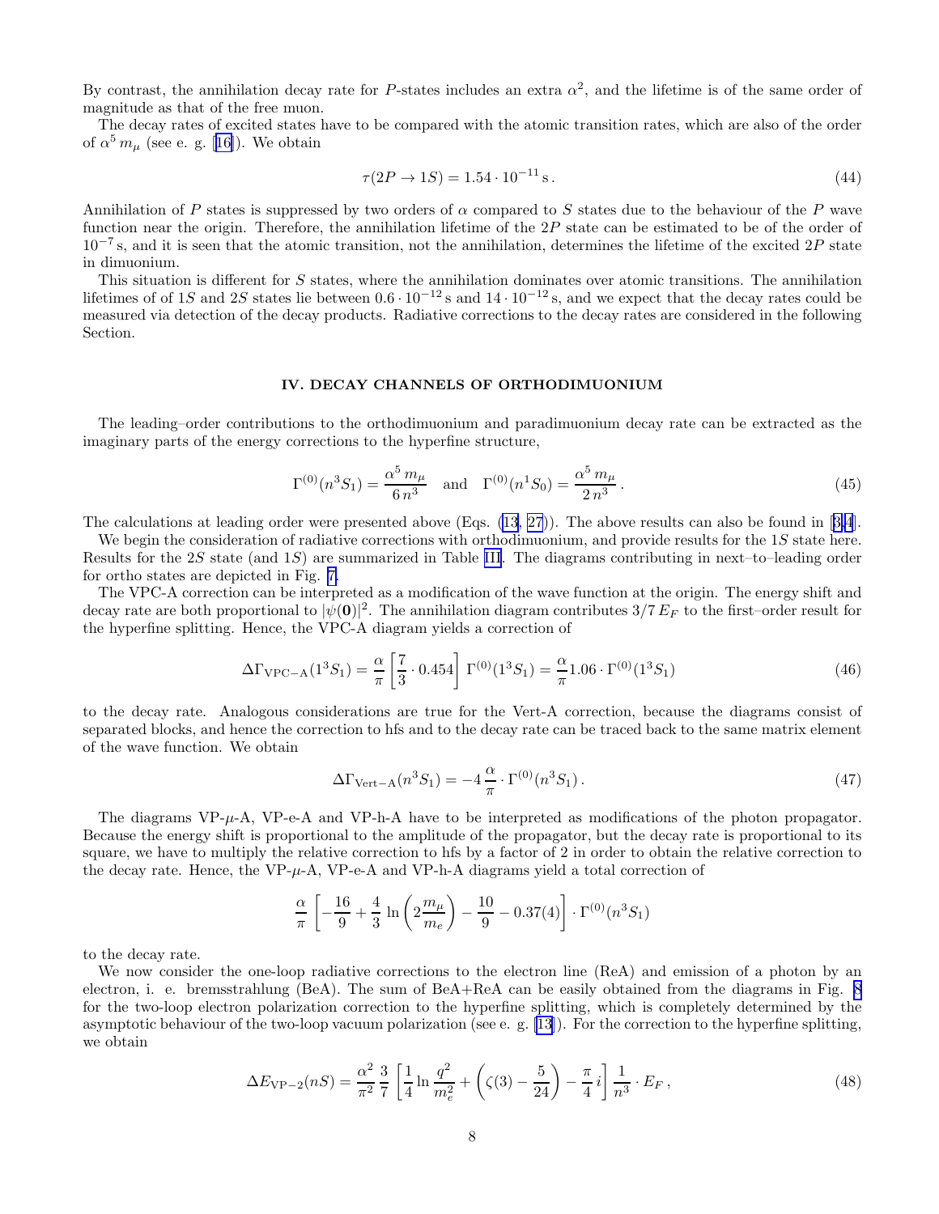By contrast, the annihilation decay rate for $P$-states includes an extra $\alpha^2$, and the lifetime is of the same order of magnitude as that of the free muon.

The decay rates of excited states have to be compared with the atomic transition rates, which are also of the order of $\alpha^5 m_\mu$ (see e. g. [16]). We obtain

$$\tau(2P \to 1S) = 1.54 \cdot 10^{-11}\,\mathrm{s}\,. \tag{44}$$

Annihilation of $P$ states is suppressed by two orders of $\alpha$ compared to $S$ states due to the behaviour of the $P$ wave function near the origin. Therefore, the annihilation lifetime of the $2P$ state can be estimated to be of the order of $10^{-7}$ s, and it is seen that the atomic transition, not the annihilation, determines the lifetime of the excited $2P$ state in dimuonium.

This situation is different for $S$ states, where the annihilation dominates over atomic transitions. The annihilation lifetimes of of $1S$ and $2S$ states lie between $0.6 \cdot 10^{-12}$ s and $14 \cdot 10^{-12}$ s, and we expect that the decay rates could be measured via detection of the decay products. Radiative corrections to the decay rates are considered in the following Section.

## IV. DECAY CHANNELS OF ORTHODIMUONIUM

The leading–order contributions to the orthodimuonium and paradimuonium decay rate can be extracted as the imaginary parts of the energy corrections to the hyperfine structure,

$$\Gamma^{(0)}(n^3S_1) = \frac{\alpha^5\, m_\mu}{6\, n^3} \quad \text{and} \quad \Gamma^{(0)}(n^1S_0) = \frac{\alpha^5\, m_\mu}{2\, n^3}\,. \tag{45}$$

The calculations at leading order were presented above (Eqs. (13, 27)). The above results can also be found in [3, 4].

We begin the consideration of radiative corrections with orthodimuonium, and provide results for the $1S$ state here. Results for the $2S$ state (and $1S$) are summarized in Table III. The diagrams contributing in next–to–leading order for ortho states are depicted in Fig. 7.

The VPC-A correction can be interpreted as a modification of the wave function at the origin. The energy shift and decay rate are both proportional to $|\psi(\mathbf{0})|^2$. The annihilation diagram contributes $3/7\, E_F$ to the first–order result for the hyperfine splitting. Hence, the VPC-A diagram yields a correction of

$$\Delta\Gamma_{\mathrm{VPC-A}}(1^3S_1) = \frac{\alpha}{\pi}\left[\frac{7}{3}\cdot 0.454\right]\Gamma^{(0)}(1^3S_1) = \frac{\alpha}{\pi} 1.06 \cdot \Gamma^{(0)}(1^3S_1) \tag{46}$$

to the decay rate. Analogous considerations are true for the Vert-A correction, because the diagrams consist of separated blocks, and hence the correction to hfs and to the decay rate can be traced back to the same matrix element of the wave function. We obtain

$$\Delta\Gamma_{\mathrm{Vert-A}}(n^3S_1) = -4\,\frac{\alpha}{\pi}\cdot\Gamma^{(0)}(n^3S_1)\,. \tag{47}$$

The diagrams VP-$\mu$-A, VP-e-A and VP-h-A have to be interpreted as modifications of the photon propagator. Because the energy shift is proportional to the amplitude of the propagator, but the decay rate is proportional to its square, we have to multiply the relative correction to hfs by a factor of 2 in order to obtain the relative correction to the decay rate. Hence, the VP-$\mu$-A, VP-e-A and VP-h-A diagrams yield a total correction of

$$\frac{\alpha}{\pi}\left[-\frac{16}{9} + \frac{4}{3}\ln\left(2\frac{m_\mu}{m_e}\right) - \frac{10}{9} - 0.37(4)\right]\cdot\Gamma^{(0)}(n^3S_1)$$

to the decay rate.

We now consider the one-loop radiative corrections to the electron line (ReA) and emission of a photon by an electron, i. e. bremsstrahlung (BeA). The sum of BeA+ReA can be easily obtained from the diagrams in Fig. 8 for the two-loop electron polarization correction to the hyperfine splitting, which is completely determined by the asymptotic behaviour of the two-loop vacuum polarization (see e. g. [13]). For the correction to the hyperfine splitting, we obtain

$$\Delta E_{\mathrm{VP-2}}(nS) = \frac{\alpha^2}{\pi^2}\,\frac{3}{7}\left[\frac{1}{4}\ln\frac{q^2}{m_e^2} + \left(\zeta(3) - \frac{5}{24}\right) - \frac{\pi}{4}\,i\right]\frac{1}{n^3}\cdot E_F\,, \tag{48}$$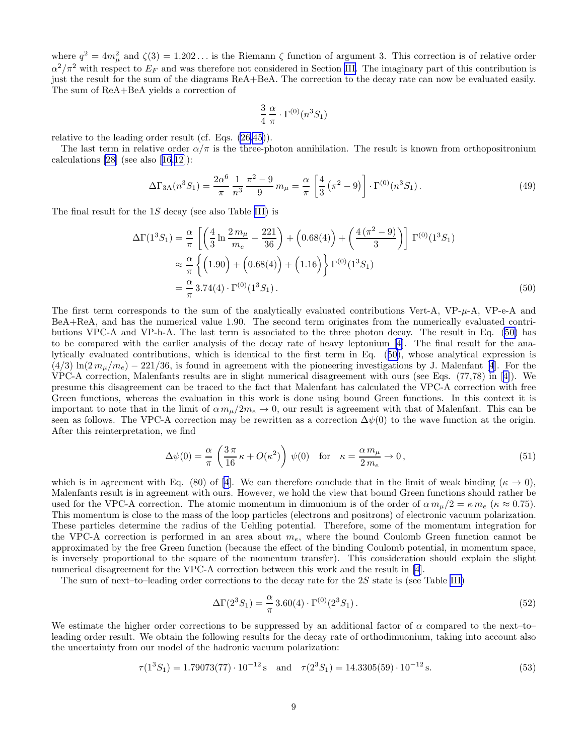where $q^2 = 4m_\mu^2$ and $\zeta(3) = 1.202\ldots$ is the Riemann $\zeta$ function of argument 3. This correction is of relative order $\alpha^2/\pi^2$ with respect to $E_F$ and was therefore not considered in Section III. The imaginary part of this contribution is just the result for the sum of the diagrams ReA+BeA. The correction to the decay rate can now be evaluated easily. The sum of ReA+BeA yields a correction of

$$\frac{3}{4}\,\frac{\alpha}{\pi}\cdot\Gamma^{(0)}(n^3S_1)$$

relative to the leading order result (cf. Eqs. (26,45)).

The last term in relative order $\alpha/\pi$ is the three-photon annihilation. The result is known from orthopositronium calculations [28] (see also [16,12]):

$$\Delta\Gamma_{3\mathrm{A}}(n^3S_1) = \frac{2\alpha^6}{\pi}\,\frac{1}{n^3}\,\frac{\pi^2-9}{9}\,m_\mu = \frac{\alpha}{\pi}\left[\frac{4}{3}\left(\pi^2-9\right)\right]\cdot\Gamma^{(0)}(n^3S_1)\,. \tag{49}$$

The final result for the $1S$ decay (see also Table III) is

$$\begin{aligned}
\Delta\Gamma(1^3S_1) &= \frac{\alpha}{\pi}\left[\left(\frac{4}{3}\ln\frac{2\,m_\mu}{m_e} - \frac{221}{36}\right) + \Big(0.68(4)\Big) + \left(\frac{4\,(\pi^2-9)}{3}\right)\right]\,\Gamma^{(0)}(1^3S_1) \\
&\approx \frac{\alpha}{\pi}\left\{\Big(1.90\Big) + \Big(0.68(4)\Big) + \Big(1.16\Big)\right\}\Gamma^{(0)}(1^3S_1) \\
&= \frac{\alpha}{\pi}\,3.74(4)\cdot\Gamma^{(0)}(1^3S_1)\,.
\end{aligned} \tag{50}$$

The first term corresponds to the sum of the analytically evaluated contributions Vert-A, VP-$\mu$-A, VP-e-A and BeA+ReA, and has the numerical value 1.90. The second term originates from the numerically evaluated contributions VPC-A and VP-h-A. The last term is associated to the three photon decay. The result in Eq. (50) has to be compared with the earlier analysis of the decay rate of heavy leptonium [4]. The final result for the analytically evaluated contributions, which is identical to the first term in Eq. (50), whose analytical expression is $(4/3)\,\ln(2\,m_\mu/m_e) - 221/36$, is found in agreement with the pioneering investigations by J. Malenfant [4]. For the VPC-A correction, Malenfants results are in slight numerical disagreement with ours (see Eqs. (77,78) in [4]). We presume this disagreement can be traced to the fact that Malenfant has calculated the VPC-A correction with free Green functions, whereas the evaluation in this work is done using bound Green functions. In this context it is important to note that in the limit of $\alpha\,m_\mu/2m_e \to 0$, our result is agreement with that of Malenfant. This can be seen as follows. The VPC-A correction may be rewritten as a correction $\Delta\psi(0)$ to the wave function at the origin. After this reinterpretation, we find

$$\Delta\psi(0) = \frac{\alpha}{\pi}\left(\frac{3\,\pi}{16}\,\kappa + O(\kappa^2)\right)\,\psi(0) \quad \text{for} \quad \kappa = \frac{\alpha\,m_\mu}{2\,m_e} \to 0\,, \tag{51}$$

which is in agreement with Eq. (80) of [4]. We can therefore conclude that in the limit of weak binding ($\kappa \to 0$), Malenfants result is in agreement with ours. However, we hold the view that bound Green functions should rather be used for the VPC-A correction. The atomic momentum in dimuonium is of the order of $\alpha\,m_\mu/2 = \kappa\,m_e$ ($\kappa \approx 0.75$). This momentum is close to the mass of the loop particles (electrons and positrons) of electronic vacuum polarization. These particles determine the radius of the Uehling potential. Therefore, some of the momentum integration for the VPC-A correction is performed in an area about $m_e$, where the bound Coulomb Green function cannot be approximated by the free Green function (because the effect of the binding Coulomb potential, in momentum space, is inversely proportional to the square of the momentum transfer). This consideration should explain the slight numerical disagreement for the VPC-A correction between this work and the result in [4].

The sum of next–to–leading order corrections to the decay rate for the $2S$ state is (see Table III)

$$\Delta\Gamma(2^3S_1) = \frac{\alpha}{\pi}\,3.60(4)\cdot\Gamma^{(0)}(2^3S_1)\,. \tag{52}$$

We estimate the higher order corrections to be suppressed by an additional factor of $\alpha$ compared to the next–to–leading order result. We obtain the following results for the decay rate of orthodimuonium, taking into account also the uncertainty from our model of the hadronic vacuum polarization:

$$\tau(1^3S_1) = 1.79073(77)\cdot 10^{-12}\,\mathrm{s} \quad \text{and} \quad \tau(2^3S_1) = 14.3305(59)\cdot 10^{-12}\,\mathrm{s}. \tag{53}$$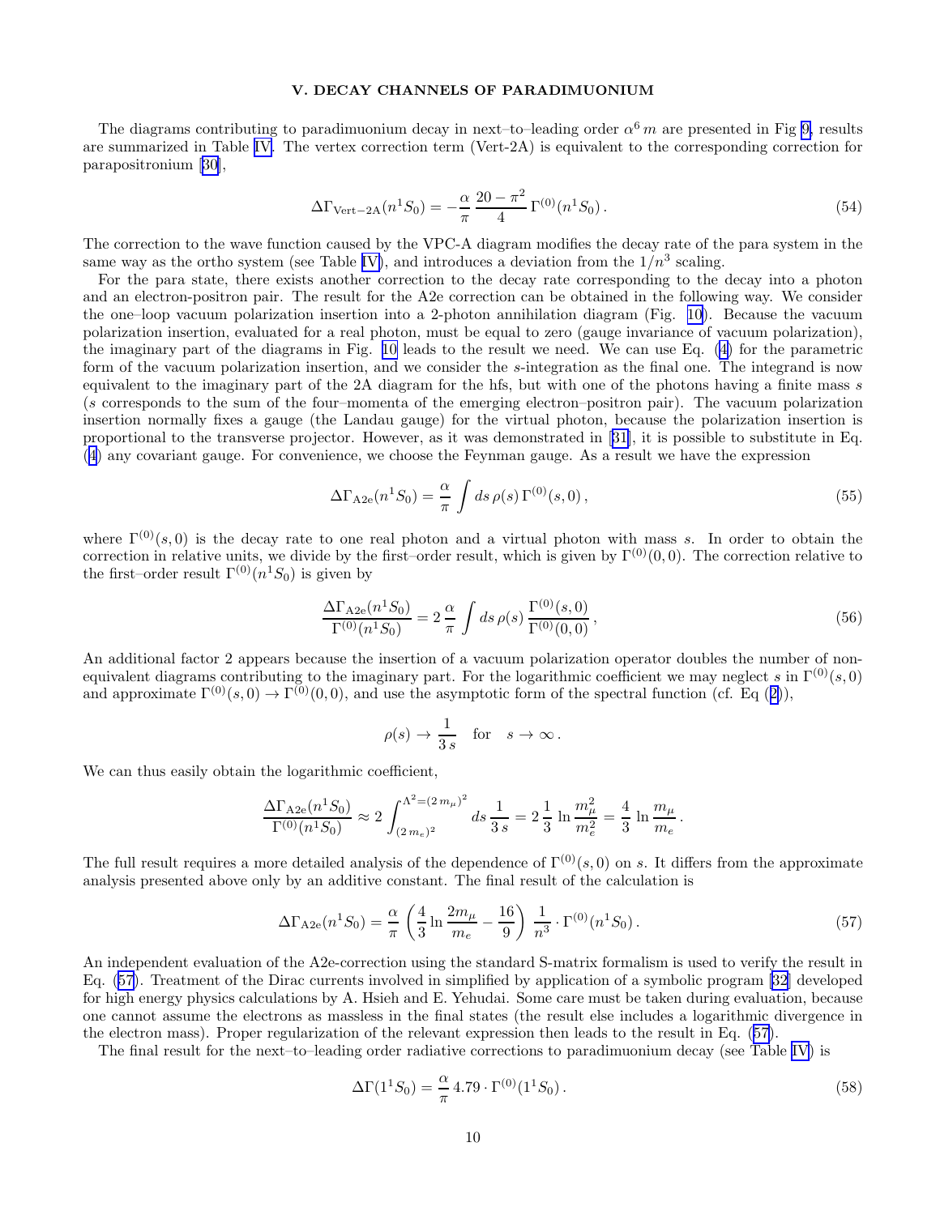## V. DECAY CHANNELS OF PARADIMUONIUM

The diagrams contributing to paradimuonium decay in next–to–leading order $\alpha^6\, m$ are presented in Fig 9, results are summarized in Table IV. The vertex correction term (Vert-2A) is equivalent to the corresponding correction for parapositronium [30],

$$\Delta\Gamma_{\mathrm{Vert-2A}}(n^1S_0) = -\frac{\alpha}{\pi}\,\frac{20-\pi^2}{4}\,\Gamma^{(0)}(n^1S_0)\,. \tag{54}$$

The correction to the wave function caused by the VPC-A diagram modifies the decay rate of the para system in the same way as the ortho system (see Table IV), and introduces a deviation from the $1/n^3$ scaling.

For the para state, there exists another correction to the decay rate corresponding to the decay into a photon and an electron-positron pair. The result for the A2e correction can be obtained in the following way. We consider the one–loop vacuum polarization insertion into a 2-photon annihilation diagram (Fig. 10). Because the vacuum polarization insertion, evaluated for a real photon, must be equal to zero (gauge invariance of vacuum polarization), the imaginary part of the diagrams in Fig. 10 leads to the result we need. We can use Eq. (4) for the parametric form of the vacuum polarization insertion, and we consider the $s$-integration as the final one. The integrand is now equivalent to the imaginary part of the 2A diagram for the hfs, but with one of the photons having a finite mass $s$ ($s$ corresponds to the sum of the four–momenta of the emerging electron–positron pair). The vacuum polarization insertion normally fixes a gauge (the Landau gauge) for the virtual photon, because the polarization insertion is proportional to the transverse projector. However, as it was demonstrated in [31], it is possible to substitute in Eq. (4) any covariant gauge. For convenience, we choose the Feynman gauge. As a result we have the expression

$$\Delta\Gamma_{\mathrm{A2e}}(n^1S_0) = \frac{\alpha}{\pi}\int ds\,\rho(s)\,\Gamma^{(0)}(s,0)\,, \tag{55}$$

where $\Gamma^{(0)}(s,0)$ is the decay rate to one real photon and a virtual photon with mass $s$. In order to obtain the correction in relative units, we divide by the first–order result, which is given by $\Gamma^{(0)}(0,0)$. The correction relative to the first–order result $\Gamma^{(0)}(n^1S_0)$ is given by

$$\frac{\Delta\Gamma_{\mathrm{A2e}}(n^1S_0)}{\Gamma^{(0)}(n^1S_0)} = 2\,\frac{\alpha}{\pi}\int ds\,\rho(s)\,\frac{\Gamma^{(0)}(s,0)}{\Gamma^{(0)}(0,0)}\,, \tag{56}$$

An additional factor 2 appears because the insertion of a vacuum polarization operator doubles the number of non-equivalent diagrams contributing to the imaginary part. For the logarithmic coefficient we may neglect $s$ in $\Gamma^{(0)}(s,0)$ and approximate $\Gamma^{(0)}(s,0) \to \Gamma^{(0)}(0,0)$, and use the asymptotic form of the spectral function (cf. Eq (2)),

$$\rho(s) \to \frac{1}{3\,s} \quad \text{for} \quad s\to\infty\,.$$

We can thus easily obtain the logarithmic coefficient,

$$\frac{\Delta\Gamma_{\mathrm{A2e}}(n^1S_0)}{\Gamma^{(0)}(n^1S_0)} \approx 2\int_{(2\,m_e)^2}^{\Lambda^2=(2\,m_\mu)^2} ds\,\frac{1}{3\,s} = 2\,\frac{1}{3}\,\ln\frac{m_\mu^2}{m_e^2} = \frac{4}{3}\,\ln\frac{m_\mu}{m_e}\,.$$

The full result requires a more detailed analysis of the dependence of $\Gamma^{(0)}(s,0)$ on $s$. It differs from the approximate analysis presented above only by an additive constant. The final result of the calculation is

$$\Delta\Gamma_{\mathrm{A2e}}(n^1S_0) = \frac{\alpha}{\pi}\left(\frac{4}{3}\ln\frac{2m_\mu}{m_e} - \frac{16}{9}\right)\frac{1}{n^3}\cdot\Gamma^{(0)}(n^1S_0)\,. \tag{57}$$

An independent evaluation of the A2e-correction using the standard S-matrix formalism is used to verify the result in Eq. (57). Treatment of the Dirac currents involved in simplified by application of a symbolic program [32] developed for high energy physics calculations by A. Hsieh and E. Yehudai. Some care must be taken during evaluation, because one cannot assume the electrons as massless in the final states (the result else includes a logarithmic divergence in the electron mass). Proper regularization of the relevant expression then leads to the result in Eq. (57).

The final result for the next–to–leading order radiative corrections to paradimuonium decay (see Table IV) is

$$\Delta\Gamma(1^1S_0) = \frac{\alpha}{\pi}\,4.79\cdot\Gamma^{(0)}(1^1S_0)\,. \tag{58}$$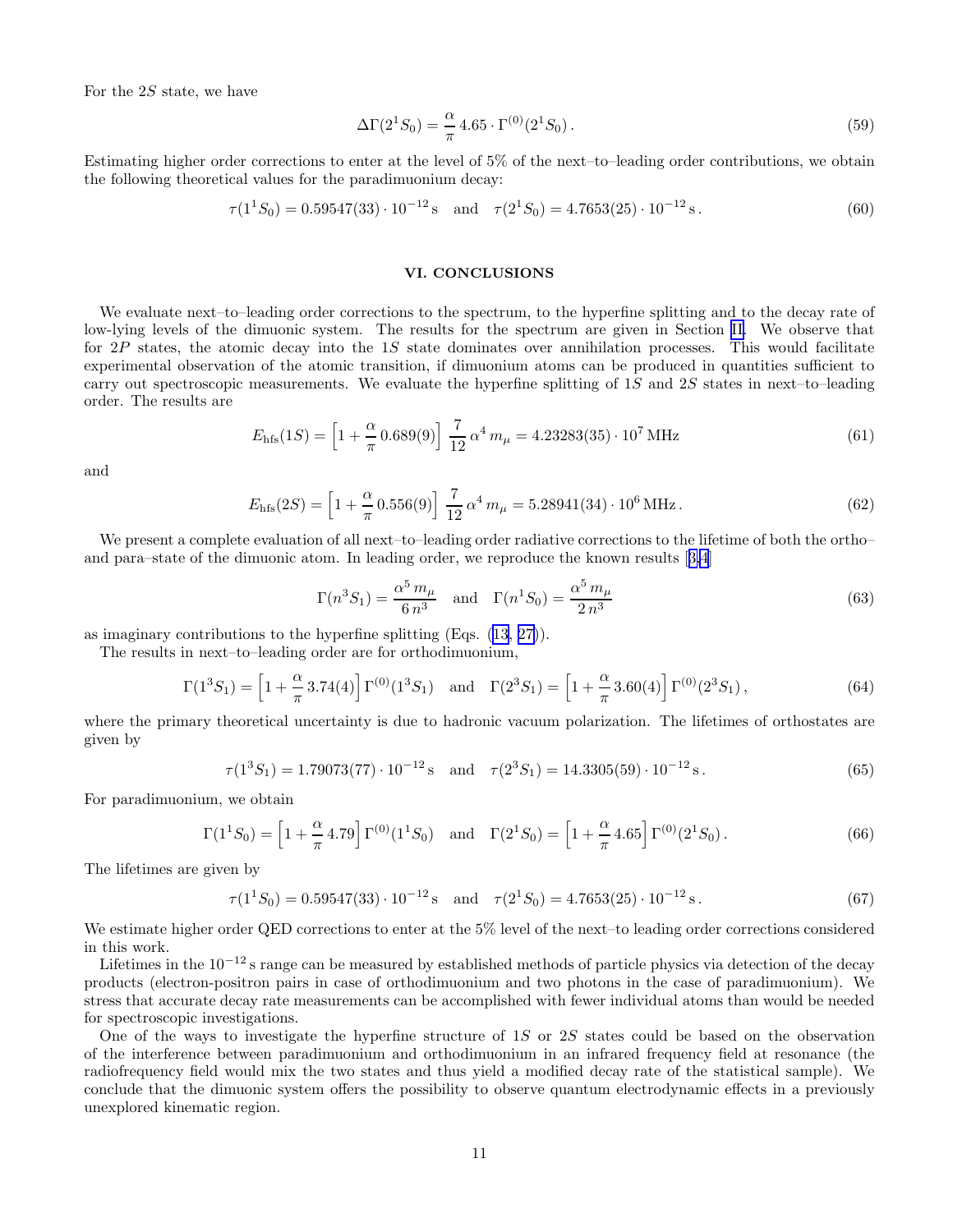For the $2S$ state, we have

$$\Delta\Gamma(2^1S_0) = \frac{\alpha}{\pi}\, 4.65 \cdot \Gamma^{(0)}(2^1S_0)\,. \tag{59}$$

Estimating higher order corrections to enter at the level of 5% of the next–to–leading order contributions, we obtain the following theoretical values for the paradimuonium decay:

$$\tau(1^1S_0) = 0.59547(33)\cdot 10^{-12}\,\mathrm{s} \quad \text{and} \quad \tau(2^1S_0) = 4.7653(25)\cdot 10^{-12}\,\mathrm{s}\,. \tag{60}$$

## VI. CONCLUSIONS

We evaluate next–to–leading order corrections to the spectrum, to the hyperfine splitting and to the decay rate of low-lying levels of the dimuonic system. The results for the spectrum are given in Section II. We observe that for $2P$ states, the atomic decay into the $1S$ state dominates over annihilation processes. This would facilitate experimental observation of the atomic transition, if dimuonium atoms can be produced in quantities sufficient to carry out spectroscopic measurements. We evaluate the hyperfine splitting of $1S$ and $2S$ states in next–to–leading order. The results are

$$E_{\rm hfs}(1S) = \left[1 + \frac{\alpha}{\pi}\, 0.689(9)\right]\, \frac{7}{12}\, \alpha^4\, m_\mu = 4.23283(35)\cdot 10^7\,\mathrm{MHz} \tag{61}$$

and

$$E_{\rm hfs}(2S) = \left[1 + \frac{\alpha}{\pi}\, 0.556(9)\right]\, \frac{7}{12}\, \alpha^4\, m_\mu = 5.28941(34)\cdot 10^6\,\mathrm{MHz}\,. \tag{62}$$

We present a complete evaluation of all next–to–leading order radiative corrections to the lifetime of both the ortho– and para–state of the dimuonic atom. In leading order, we reproduce the known results [3,4]

$$\Gamma(n^3S_1) = \frac{\alpha^5\, m_\mu}{6\, n^3} \quad \text{and} \quad \Gamma(n^1S_0) = \frac{\alpha^5\, m_\mu}{2\, n^3} \tag{63}$$

as imaginary contributions to the hyperfine splitting (Eqs. (13, 27)).

The results in next–to–leading order are for orthodimuonium,

$$\Gamma(1^3S_1) = \left[1 + \frac{\alpha}{\pi}\, 3.74(4)\right] \Gamma^{(0)}(1^3S_1) \quad \text{and} \quad \Gamma(2^3S_1) = \left[1 + \frac{\alpha}{\pi}\, 3.60(4)\right] \Gamma^{(0)}(2^3S_1)\,, \tag{64}$$

where the primary theoretical uncertainty is due to hadronic vacuum polarization. The lifetimes of orthostates are given by

$$\tau(1^3S_1) = 1.79073(77)\cdot 10^{-12}\,\mathrm{s} \quad \text{and} \quad \tau(2^3S_1) = 14.3305(59)\cdot 10^{-12}\,\mathrm{s}\,. \tag{65}$$

For paradimuonium, we obtain

$$\Gamma(1^1S_0) = \left[1 + \frac{\alpha}{\pi}\, 4.79\right] \Gamma^{(0)}(1^1S_0) \quad \text{and} \quad \Gamma(2^1S_0) = \left[1 + \frac{\alpha}{\pi}\, 4.65\right] \Gamma^{(0)}(2^1S_0)\,. \tag{66}$$

The lifetimes are given by

$$\tau(1^1S_0) = 0.59547(33)\cdot 10^{-12}\,\mathrm{s} \quad \text{and} \quad \tau(2^1S_0) = 4.7653(25)\cdot 10^{-12}\,\mathrm{s}\,. \tag{67}$$

We estimate higher order QED corrections to enter at the 5% level of the next–to leading order corrections considered in this work.

Lifetimes in the $10^{-12}\,\mathrm{s}$ range can be measured by established methods of particle physics via detection of the decay products (electron-positron pairs in case of orthodimuonium and two photons in the case of paradimuonium). We stress that accurate decay rate measurements can be accomplished with fewer individual atoms than would be needed for spectroscopic investigations.

One of the ways to investigate the hyperfine structure of $1S$ or $2S$ states could be based on the observation of the interference between paradimuonium and orthodimuonium in an infrared frequency field at resonance (the radiofrequency field would mix the two states and thus yield a modified decay rate of the statistical sample). We conclude that the dimuonic system offers the possibility to observe quantum electrodynamic effects in a previously unexplored kinematic region.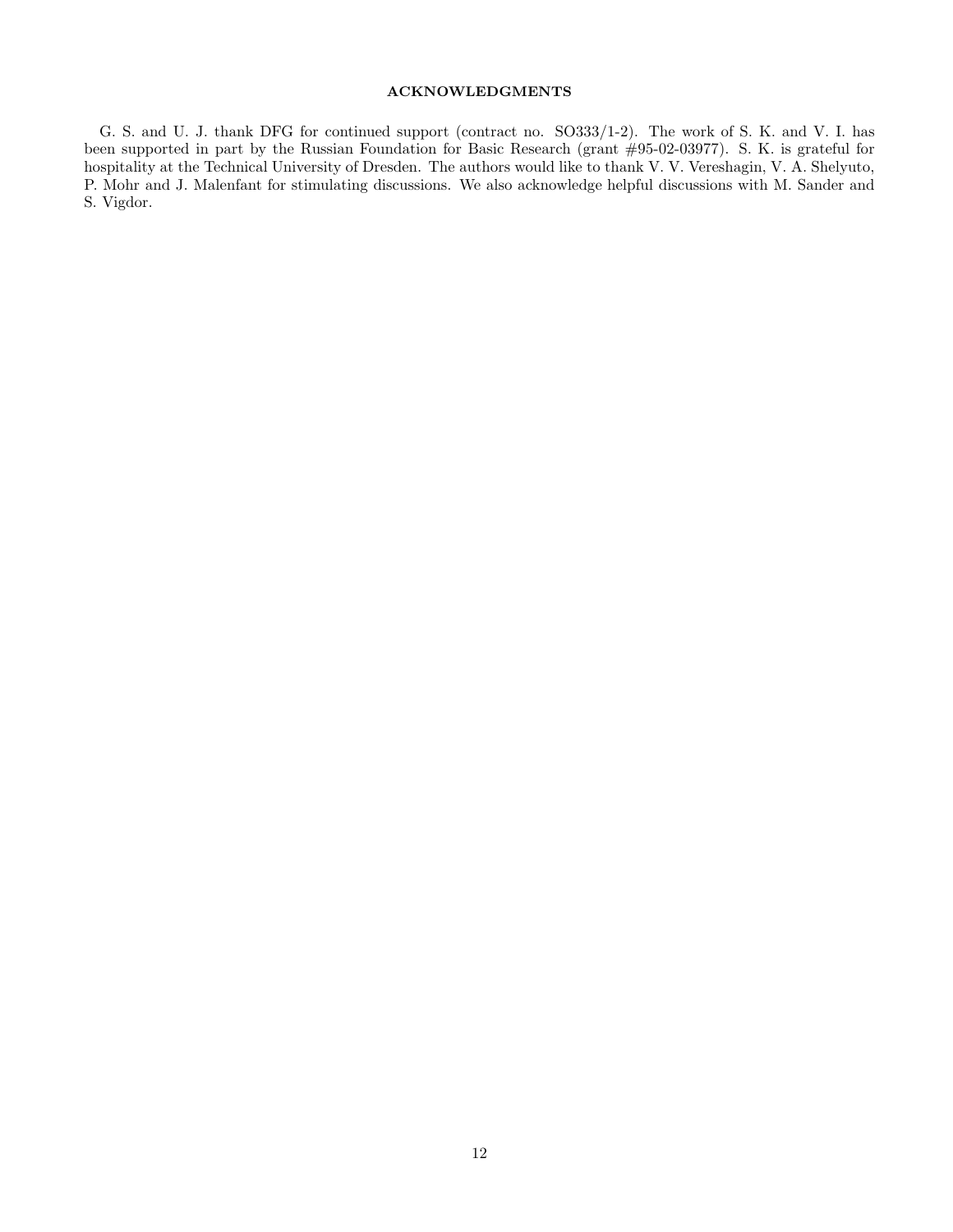## ACKNOWLEDGMENTS

G. S. and U. J. thank DFG for continued support (contract no. SO333/1-2). The work of S. K. and V. I. has been supported in part by the Russian Foundation for Basic Research (grant #95-02-03977). S. K. is grateful for hospitality at the Technical University of Dresden. The authors would like to thank V. V. Vereshagin, V. A. Shelyuto, P. Mohr and J. Malenfant for stimulating discussions. We also acknowledge helpful discussions with M. Sander and S. Vigdor.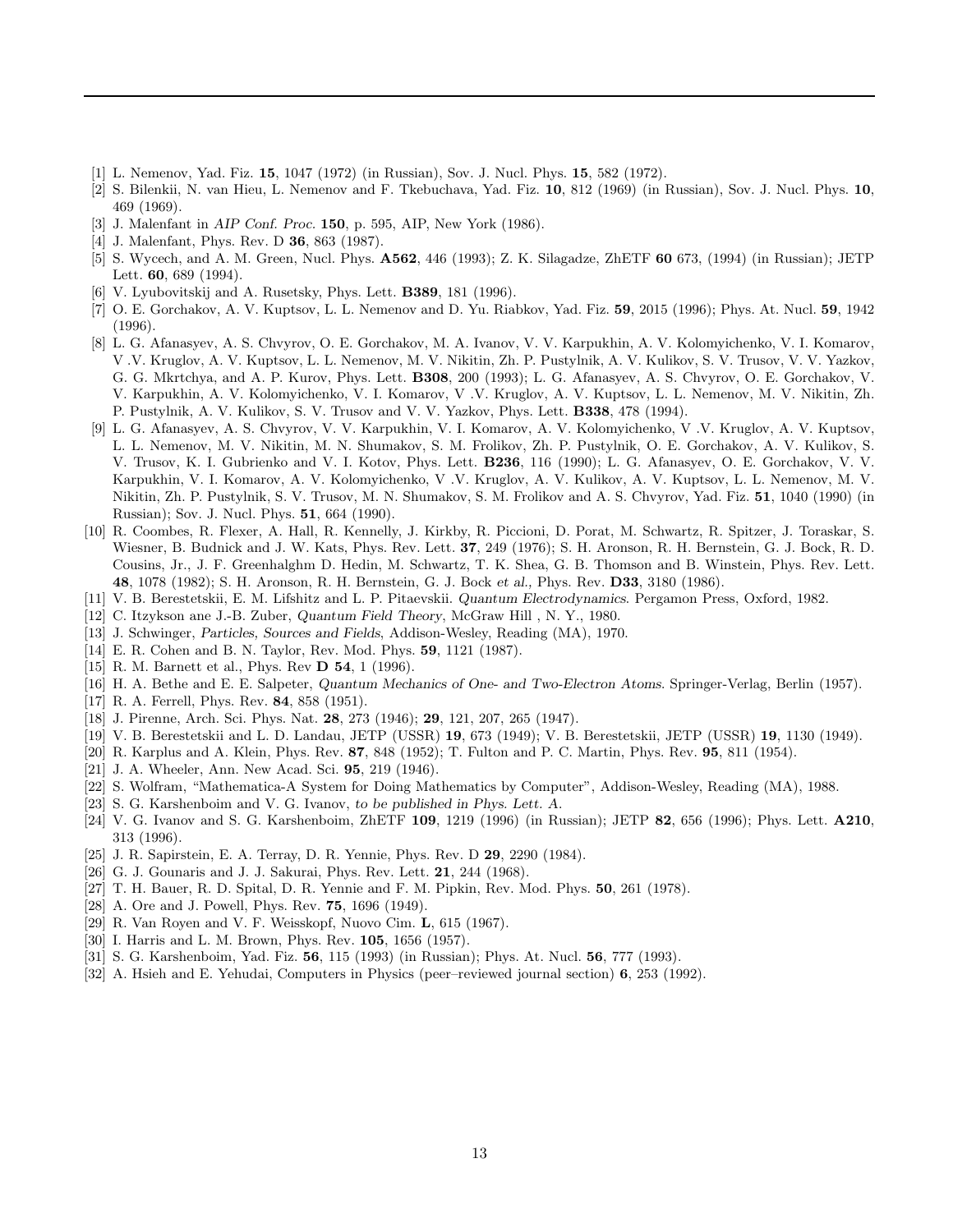[1] L. Nemenov, Yad. Fiz. **15**, 1047 (1972) (in Russian), Sov. J. Nucl. Phys. **15**, 582 (1972).

[2] S. Bilenkii, N. van Hieu, L. Nemenov and F. Tkebuchava, Yad. Fiz. **10**, 812 (1969) (in Russian), Sov. J. Nucl. Phys. **10**, 469 (1969).

[3] J. Malenfant in *AIP Conf. Proc.* **150**, p. 595, AIP, New York (1986).

[4] J. Malenfant, Phys. Rev. D **36**, 863 (1987).

[5] S. Wycech, and A. M. Green, Nucl. Phys. **A562**, 446 (1993); Z. K. Silagadze, ZhETF **60** 673, (1994) (in Russian); JETP Lett. **60**, 689 (1994).

[6] V. Lyubovitskij and A. Rusetsky, Phys. Lett. **B389**, 181 (1996).

[7] O. E. Gorchakov, A. V. Kuptsov, L. L. Nemenov and D. Yu. Riabkov, Yad. Fiz. **59**, 2015 (1996); Phys. At. Nucl. **59**, 1942 (1996).

[8] L. G. Afanasyev, A. S. Chvyrov, O. E. Gorchakov, M. A. Ivanov, V. V. Karpukhin, A. V. Kolomyichenko, V. I. Komarov, V .V. Kruglov, A. V. Kuptsov, L. L. Nemenov, M. V. Nikitin, Zh. P. Pustylnik, A. V. Kulikov, S. V. Trusov, V. V. Yazkov, G. G. Mkrtchya, and A. P. Kurov, Phys. Lett. **B308**, 200 (1993); L. G. Afanasyev, A. S. Chvyrov, O. E. Gorchakov, V. V. Karpukhin, A. V. Kolomyichenko, V. I. Komarov, V .V. Kruglov, A. V. Kuptsov, L. L. Nemenov, M. V. Nikitin, Zh. P. Pustylnik, A. V. Kulikov, S. V. Trusov and V. V. Yazkov, Phys. Lett. **B338**, 478 (1994).

[9] L. G. Afanasyev, A. S. Chvyrov, V. V. Karpukhin, V. I. Komarov, A. V. Kolomyichenko, V .V. Kruglov, A. V. Kuptsov, L. L. Nemenov, M. V. Nikitin, M. N. Shumakov, S. M. Frolikov, Zh. P. Pustylnik, O. E. Gorchakov, A. V. Kulikov, S. V. Trusov, K. I. Gubrienko and V. I. Kotov, Phys. Lett. **B236**, 116 (1990); L. G. Afanasyev, O. E. Gorchakov, V. V. Karpukhin, V. I. Komarov, A. V. Kolomyichenko, V .V. Kruglov, A. V. Kulikov, A. V. Kuptsov, L. L. Nemenov, M. V. Nikitin, Zh. P. Pustylnik, S. V. Trusov, M. N. Shumakov, S. M. Frolikov and A. S. Chvyrov, Yad. Fiz. **51**, 1040 (1990) (in Russian); Sov. J. Nucl. Phys. **51**, 664 (1990).

[10] R. Coombes, R. Flexer, A. Hall, R. Kennelly, J. Kirkby, R. Piccioni, D. Porat, M. Schwartz, R. Spitzer, J. Toraskar, S. Wiesner, B. Budnick and J. W. Kats, Phys. Rev. Lett. **37**, 249 (1976); S. H. Aronson, R. H. Bernstein, G. J. Bock, R. D. Cousins, Jr., J. F. Greenhalghm D. Hedin, M. Schwartz, T. K. Shea, G. B. Thomson and B. Winstein, Phys. Rev. Lett. **48**, 1078 (1982); S. H. Aronson, R. H. Bernstein, G. J. Bock *et al.*, Phys. Rev. **D33**, 3180 (1986).

[11] V. B. Berestetskii, E. M. Lifshitz and L. P. Pitaevskii. *Quantum Electrodynamics*. Pergamon Press, Oxford, 1982.

[12] C. Itzykson ane J.-B. Zuber, *Quantum Field Theory*, McGraw Hill , N. Y., 1980.

[13] J. Schwinger, *Particles, Sources and Fields*, Addison-Wesley, Reading (MA), 1970.

[14] E. R. Cohen and B. N. Taylor, Rev. Mod. Phys. **59**, 1121 (1987).

[15] R. M. Barnett et al., Phys. Rev **D 54**, 1 (1996).

[16] H. A. Bethe and E. E. Salpeter, *Quantum Mechanics of One- and Two-Electron Atoms*. Springer-Verlag, Berlin (1957).

[17] R. A. Ferrell, Phys. Rev. **84**, 858 (1951).

[18] J. Pirenne, Arch. Sci. Phys. Nat. **28**, 273 (1946); **29**, 121, 207, 265 (1947).

[19] V. B. Berestetskii and L. D. Landau, JETP (USSR) **19**, 673 (1949); V. B. Berestetskii, JETP (USSR) **19**, 1130 (1949).

[20] R. Karplus and A. Klein, Phys. Rev. **87**, 848 (1952); T. Fulton and P. C. Martin, Phys. Rev. **95**, 811 (1954).

[21] J. A. Wheeler, Ann. New Acad. Sci. **95**, 219 (1946).

[22] S. Wolfram, "Mathematica-A System for Doing Mathematics by Computer", Addison-Wesley, Reading (MA), 1988.

[23] S. G. Karshenboim and V. G. Ivanov, *to be published in Phys. Lett. A*.

[24] V. G. Ivanov and S. G. Karshenboim, ZhETF **109**, 1219 (1996) (in Russian); JETP **82**, 656 (1996); Phys. Lett. **A210**, 313 (1996).

[25] J. R. Sapirstein, E. A. Terray, D. R. Yennie, Phys. Rev. D **29**, 2290 (1984).

[26] G. J. Gounaris and J. J. Sakurai, Phys. Rev. Lett. **21**, 244 (1968).

[27] T. H. Bauer, R. D. Spital, D. R. Yennie and F. M. Pipkin, Rev. Mod. Phys. **50**, 261 (1978).

[28] A. Ore and J. Powell, Phys. Rev. **75**, 1696 (1949).

[29] R. Van Royen and V. F. Weisskopf, Nuovo Cim. **L**, 615 (1967).

[30] I. Harris and L. M. Brown, Phys. Rev. **105**, 1656 (1957).

[31] S. G. Karshenboim, Yad. Fiz. **56**, 115 (1993) (in Russian); Phys. At. Nucl. **56**, 777 (1993).

[32] A. Hsieh and E. Yehudai, Computers in Physics (peer–reviewed journal section) **6**, 253 (1992).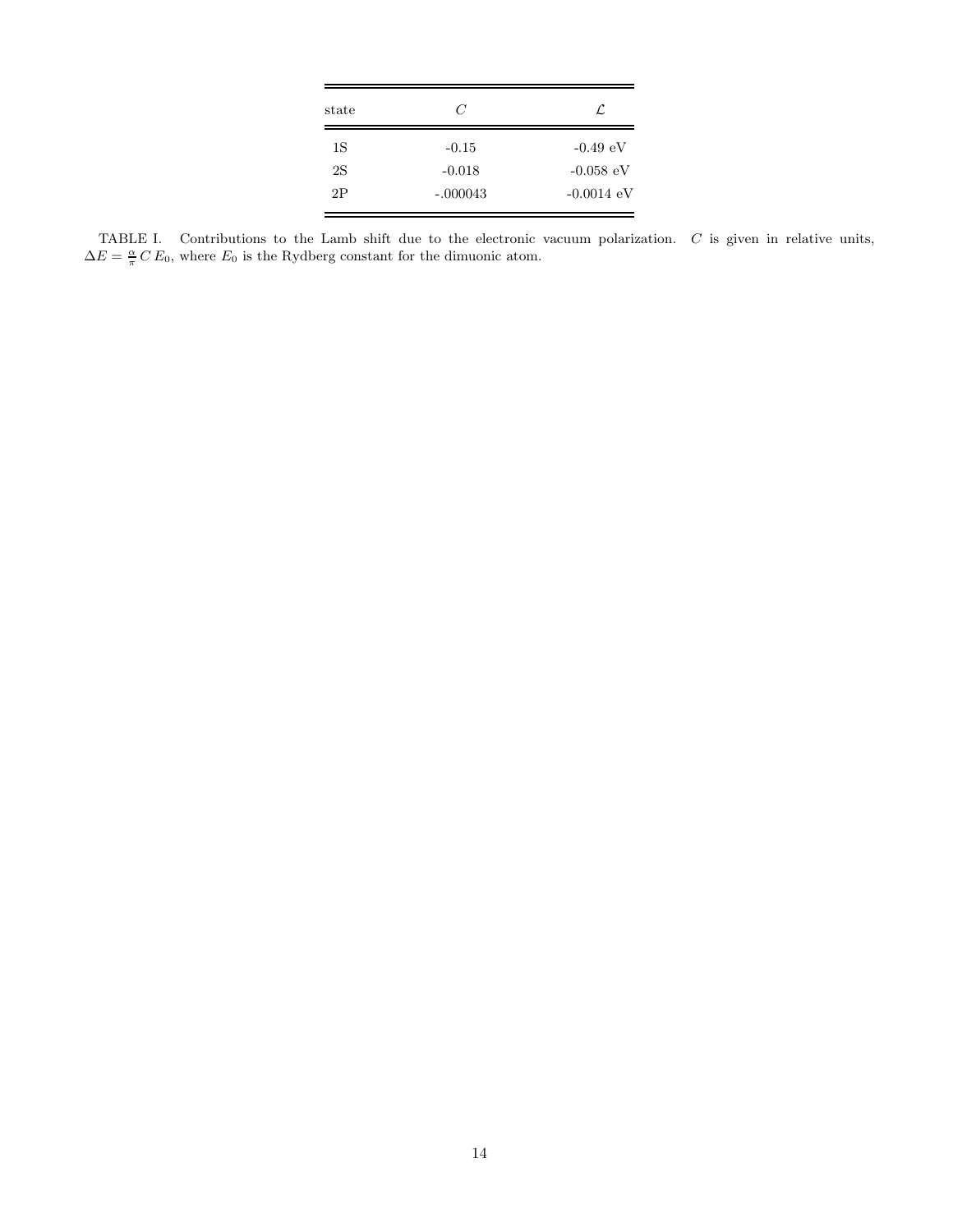| state | $C$ | $\mathcal{L}$ |
|---|---|---|
| 1S | -0.15 | -0.49 eV |
| 2S | -0.018 | -0.058 eV |
| 2P | -.000043 | -0.0014 eV |

TABLE I. Contributions to the Lamb shift due to the electronic vacuum polarization. $C$ is given in relative units, $\Delta E = \frac{\alpha}{\pi} C\, E_0$, where $E_0$ is the Rydberg constant for the dimuonic atom.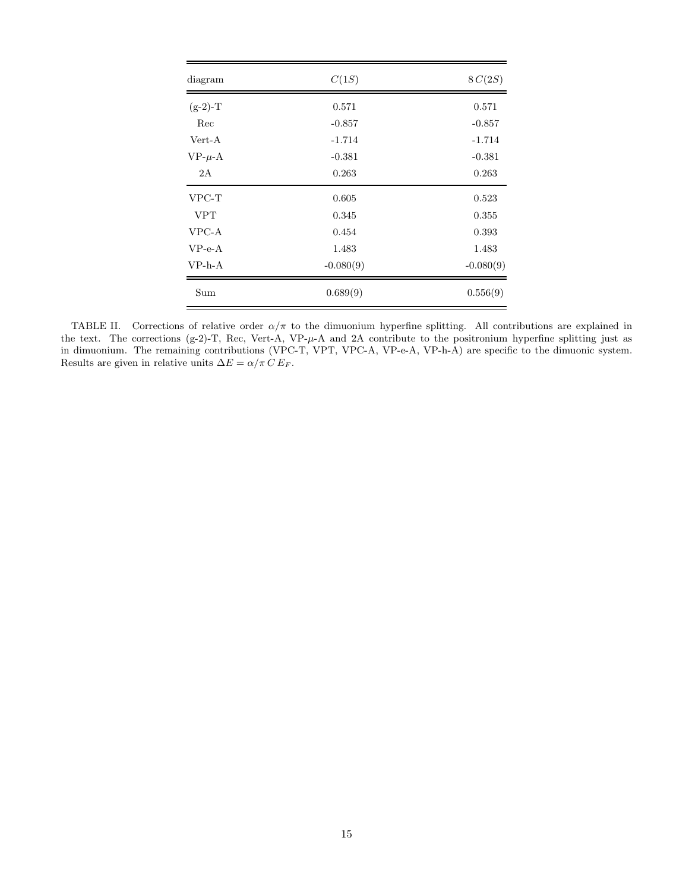| diagram | $C(1S)$ | $8\,C(2S)$ |
|---|---|---|
| (g-2)-T | 0.571 | 0.571 |
| Rec | -0.857 | -0.857 |
| Vert-A | -1.714 | -1.714 |
| VP-$\mu$-A | -0.381 | -0.381 |
| 2A | 0.263 | 0.263 |
| VPC-T | 0.605 | 0.523 |
| VPT | 0.345 | 0.355 |
| VPC-A | 0.454 | 0.393 |
| VP-e-A | 1.483 | 1.483 |
| VP-h-A | -0.080(9) | -0.080(9) |
| Sum | 0.689(9) | 0.556(9) |

TABLE II. Corrections of relative order $\alpha/\pi$ to the dimuonium hyperfine splitting. All contributions are explained in the text. The corrections (g-2)-T, Rec, Vert-A, VP-$\mu$-A and 2A contribute to the positronium hyperfine splitting just as in dimuonium. The remaining contributions (VPC-T, VPT, VPC-A, VP-e-A, VP-h-A) are specific to the dimuonic system. Results are given in relative units $\Delta E = \alpha/\pi\, C\, E_F$.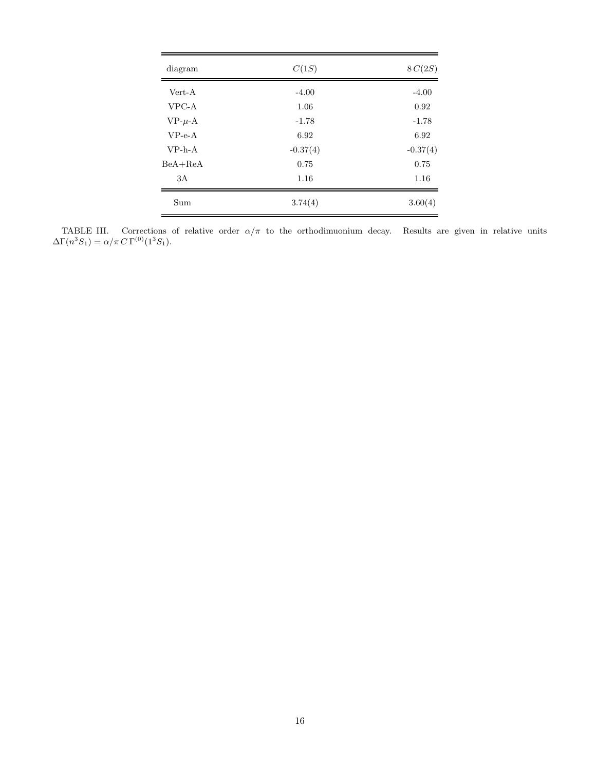| diagram | $C(1S)$ | $8\,C(2S)$ |
|---|---|---|
| Vert-A | -4.00 | -4.00 |
| VPC-A | 1.06 | 0.92 |
| VP-$\mu$-A | -1.78 | -1.78 |
| VP-e-A | 6.92 | 6.92 |
| VP-h-A | -0.37(4) | -0.37(4) |
| BeA+ReA | 0.75 | 0.75 |
| 3A | 1.16 | 1.16 |
| Sum | 3.74(4) | 3.60(4) |

TABLE III. Corrections of relative order $\alpha/\pi$ to the orthodimuonium decay. Results are given in relative units $\Delta\Gamma(n^3S_1) = \alpha/\pi\, C\, \Gamma^{(0)}(1^3S_1)$.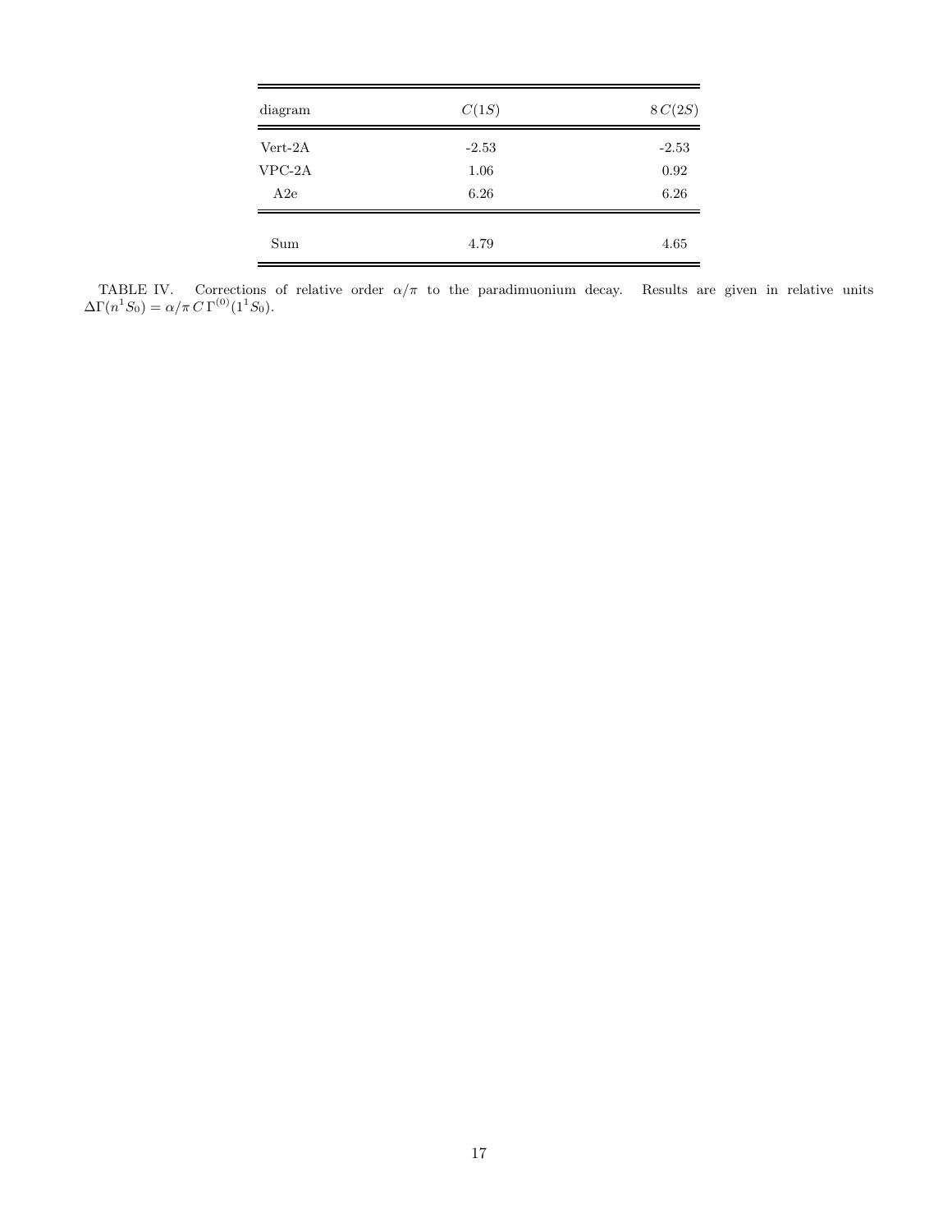| diagram | $C(1S)$ | $8\,C(2S)$ |
|---|---|---|
| Vert-2A | -2.53 | -2.53 |
| VPC-2A | 1.06 | 0.92 |
| A2e | 6.26 | 6.26 |
| Sum | 4.79 | 4.65 |

TABLE IV. Corrections of relative order $\alpha/\pi$ to the paradimuonium decay. Results are given in relative units $\Delta\Gamma(n^1S_0) = \alpha/\pi\, C\, \Gamma^{(0)}(1^1S_0)$.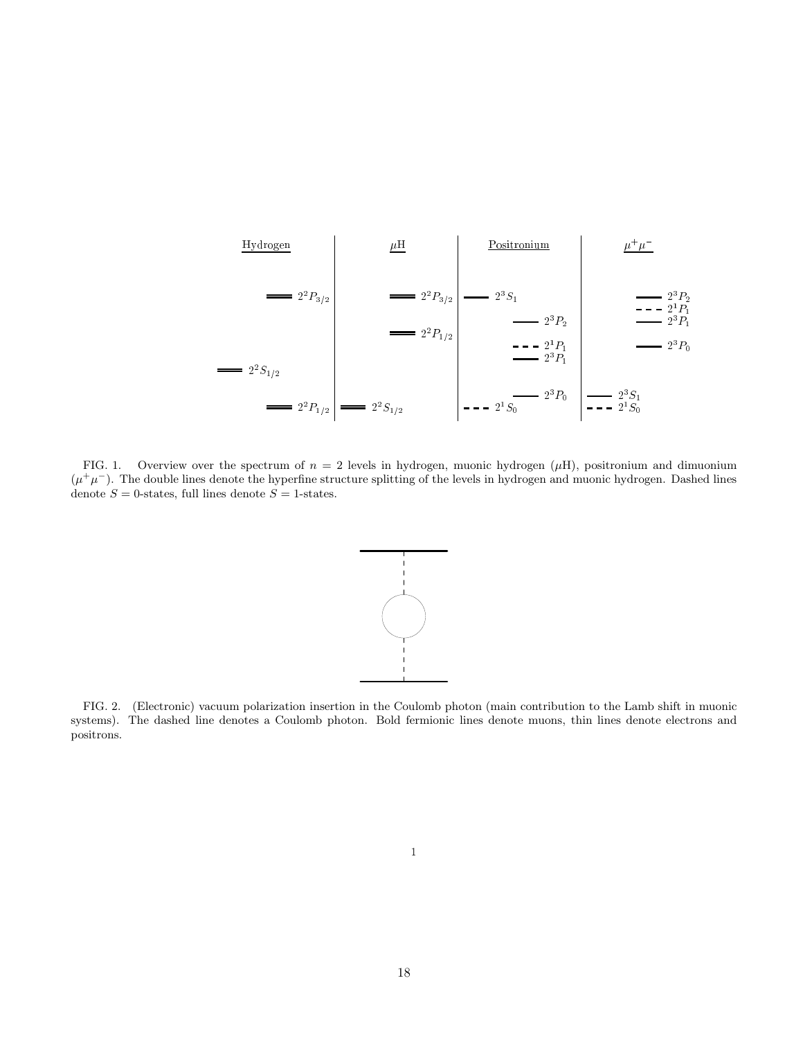FIG. 1. Overview over the spectrum of $n = 2$ levels in hydrogen, muonic hydrogen ($\mu$H), positronium and dimuonium ($\mu^+\mu^-$). The double lines denote the hyperfine structure splitting of the levels in hydrogen and muonic hydrogen. Dashed lines denote $S = 0$-states, full lines denote $S = 1$-states.

FIG. 2. (Electronic) vacuum polarization insertion in the Coulomb photon (main contribution to the Lamb shift in muonic systems). The dashed line denotes a Coulomb photon. Bold fermionic lines denote muons, thin lines denote electrons and positrons.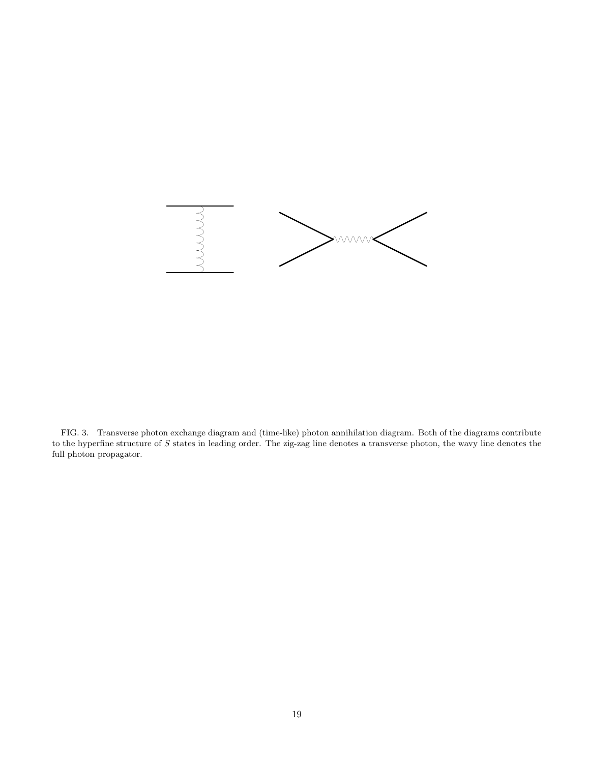FIG. 3. Transverse photon exchange diagram and (time-like) photon annihilation diagram. Both of the diagrams contribute to the hyperfine structure of $S$ states in leading order. The zig-zag line denotes a transverse photon, the wavy line denotes the full photon propagator.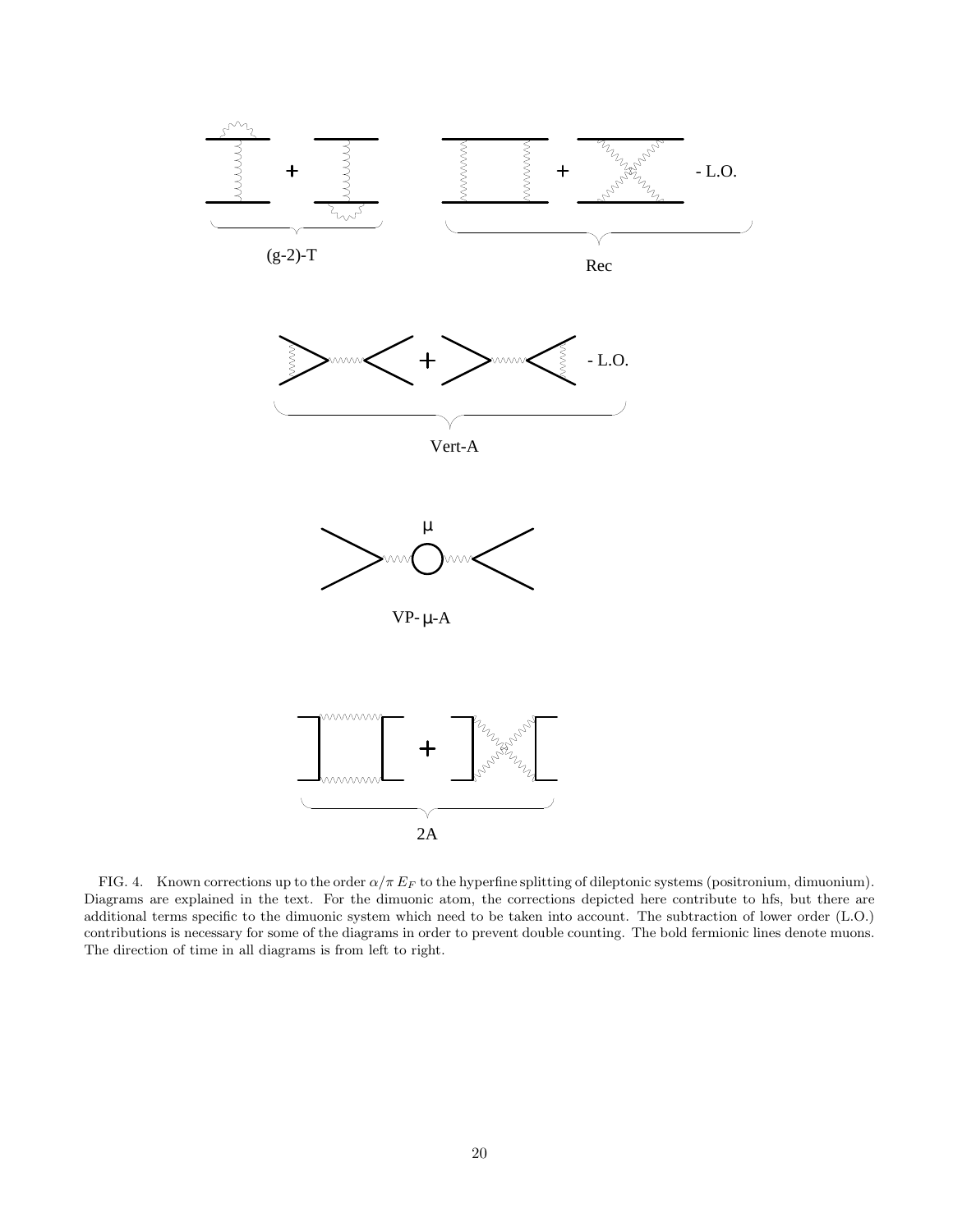FIG. 4. Known corrections up to the order $\alpha/\pi\, E_F$ to the hyperfine splitting of dileptonic systems (positronium, dimuonium). Diagrams are explained in the text. For the dimuonic atom, the corrections depicted here contribute to hfs, but there are additional terms specific to the dimuonic system which need to be taken into account. The subtraction of lower order (L.O.) contributions is necessary for some of the diagrams in order to prevent double counting. The bold fermionic lines denote muons. The direction of time in all diagrams is from left to right.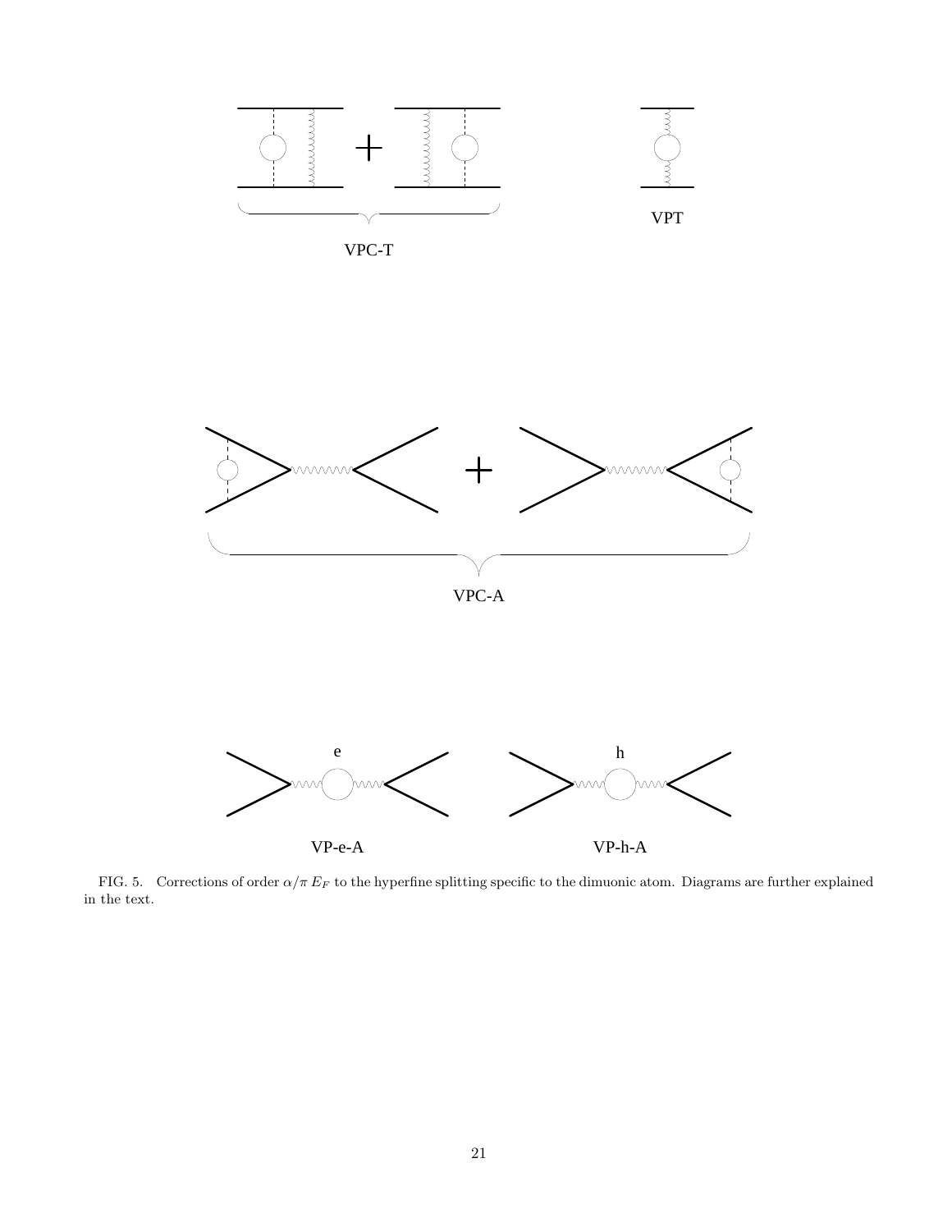VPC-T

VPT

VPC-A

e

h

VP-e-A

VP-h-A

FIG. 5. Corrections of order $\alpha/\pi\, E_F$ to the hyperfine splitting specific to the dimuonic atom. Diagrams are further explained in the text.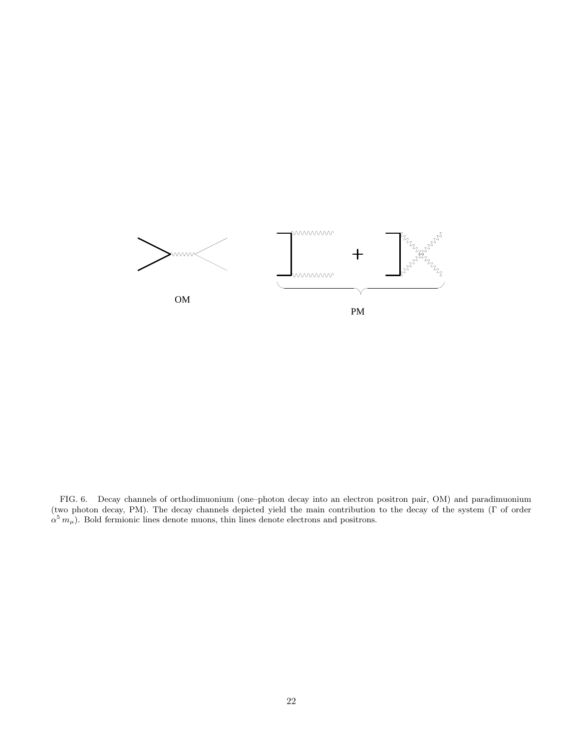OM

PM

FIG. 6. Decay channels of orthodimuonium (one–photon decay into an electron positron pair, OM) and paradimuonium (two photon decay, PM). The decay channels depicted yield the main contribution to the decay of the system ($\Gamma$ of order $\alpha^5 m_\mu$). Bold fermionic lines denote muons, thin lines denote electrons and positrons.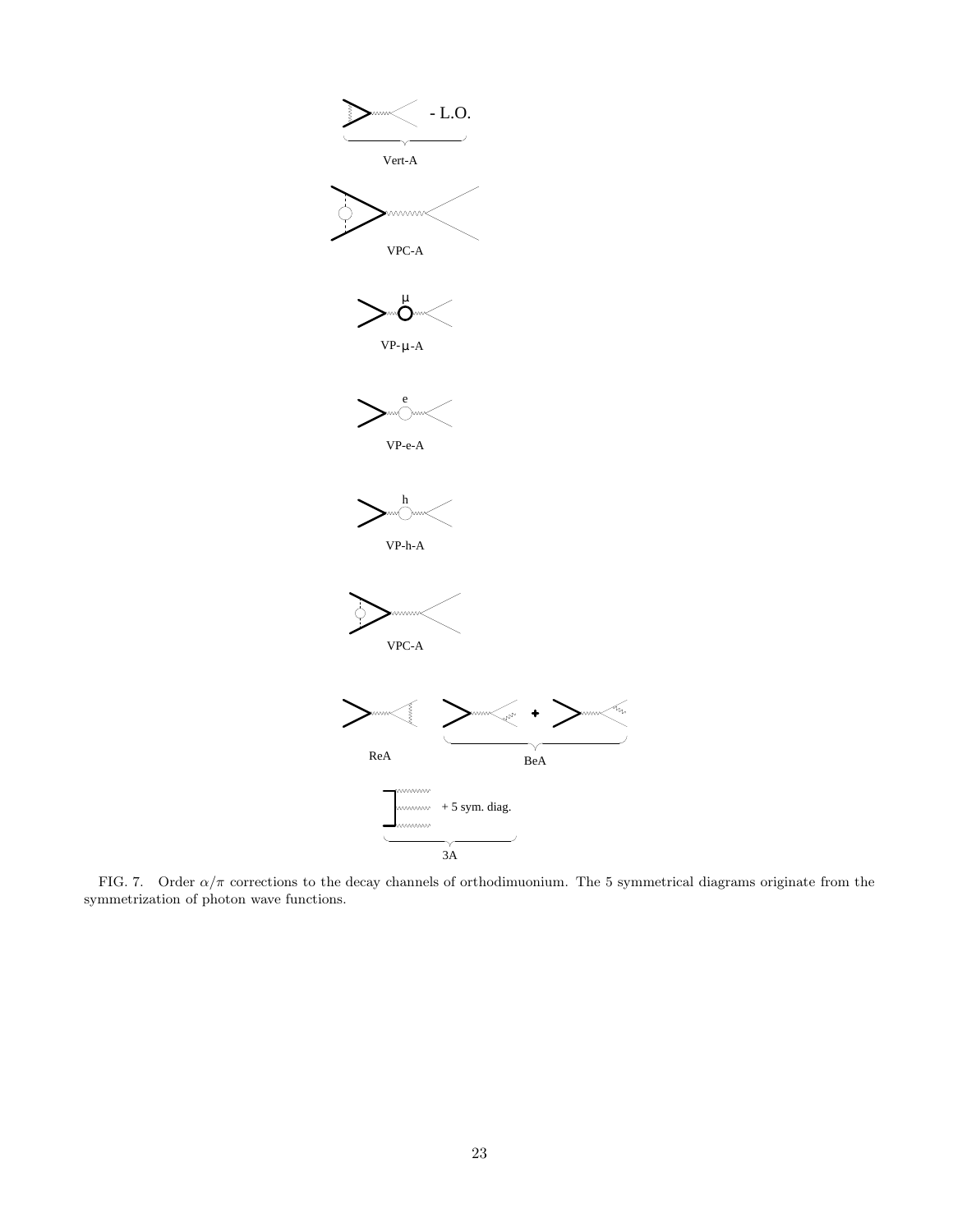FIG. 7. Order $\alpha/\pi$ corrections to the decay channels of orthodimuonium. The 5 symmetrical diagrams originate from the symmetrization of photon wave functions.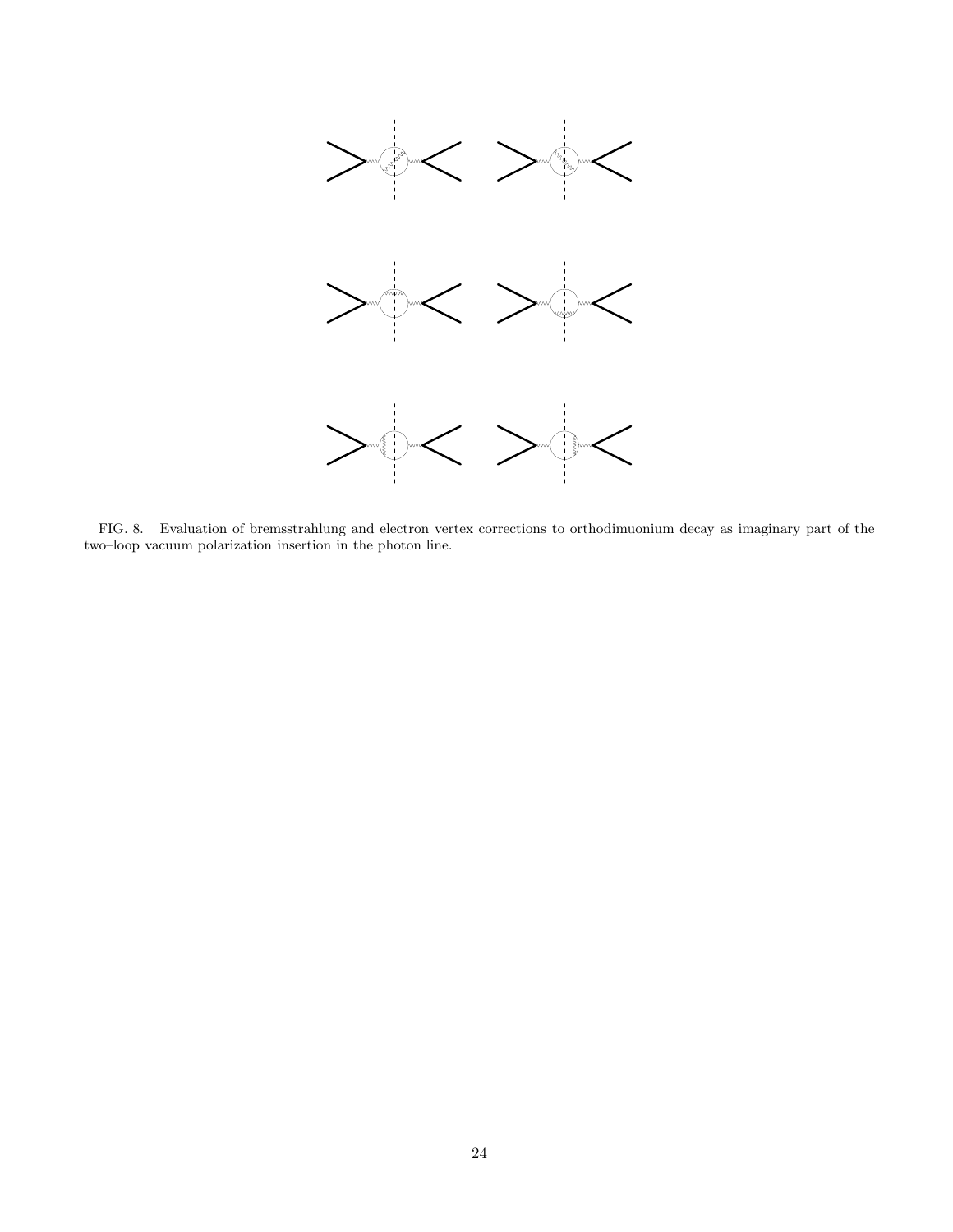FIG. 8. Evaluation of bremsstrahlung and electron vertex corrections to orthodimuonium decay as imaginary part of the two–loop vacuum polarization insertion in the photon line.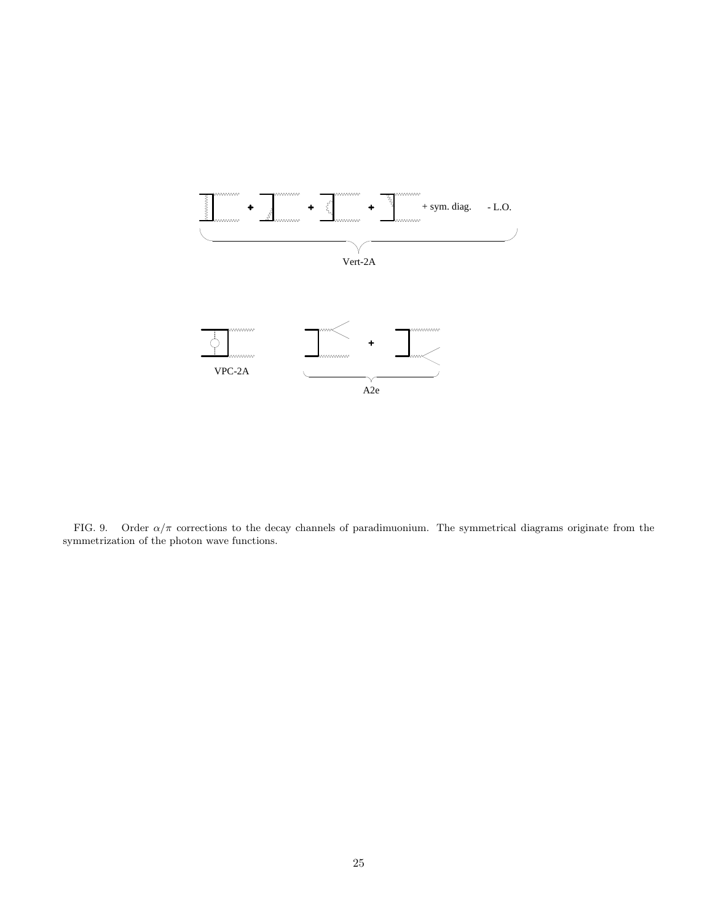FIG. 9. Order $\alpha/\pi$ corrections to the decay channels of paradimuonium. The symmetrical diagrams originate from the symmetrization of the photon wave functions.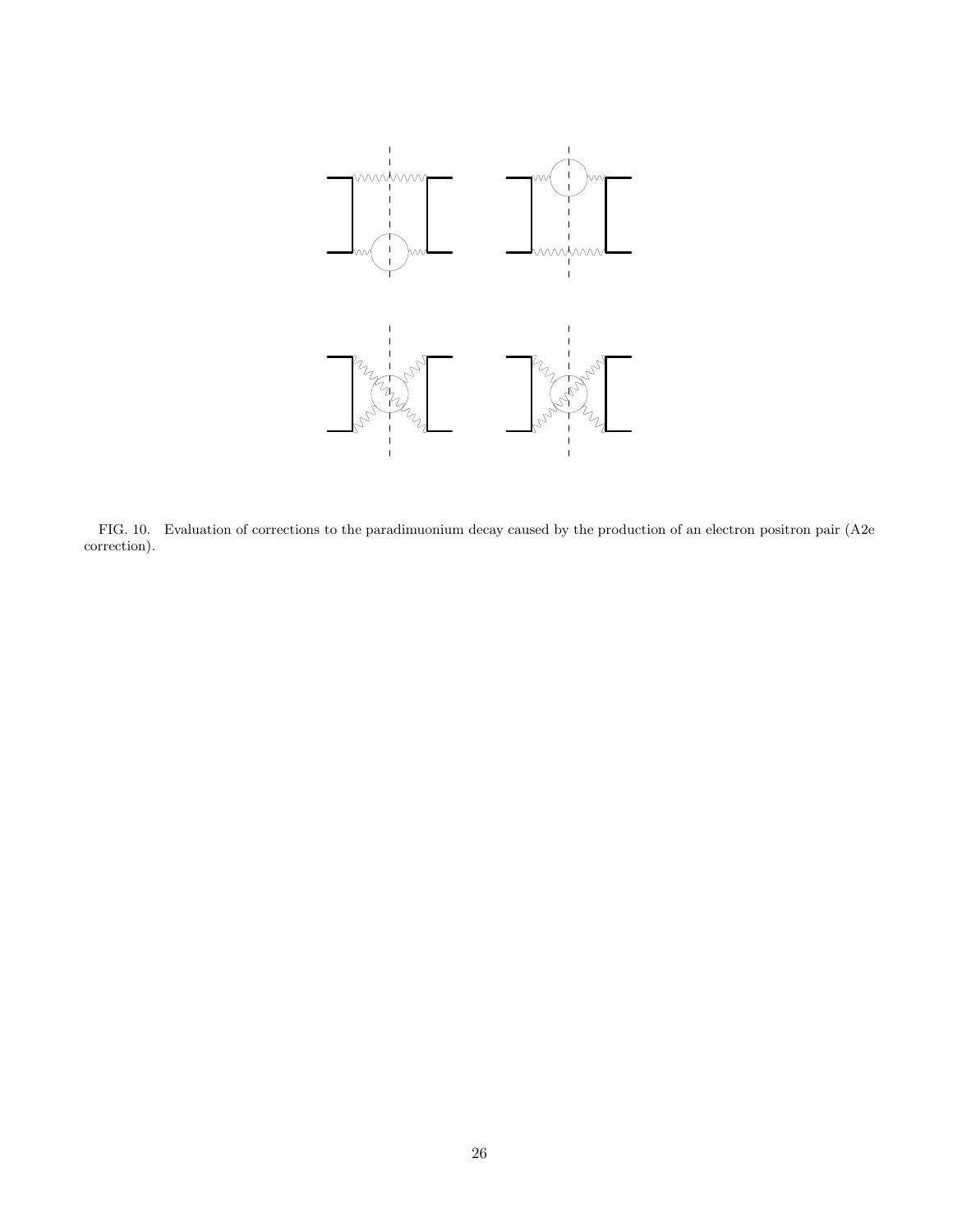FIG. 10. Evaluation of corrections to the paradimuonium decay caused by the production of an electron positron pair (A2e correction).